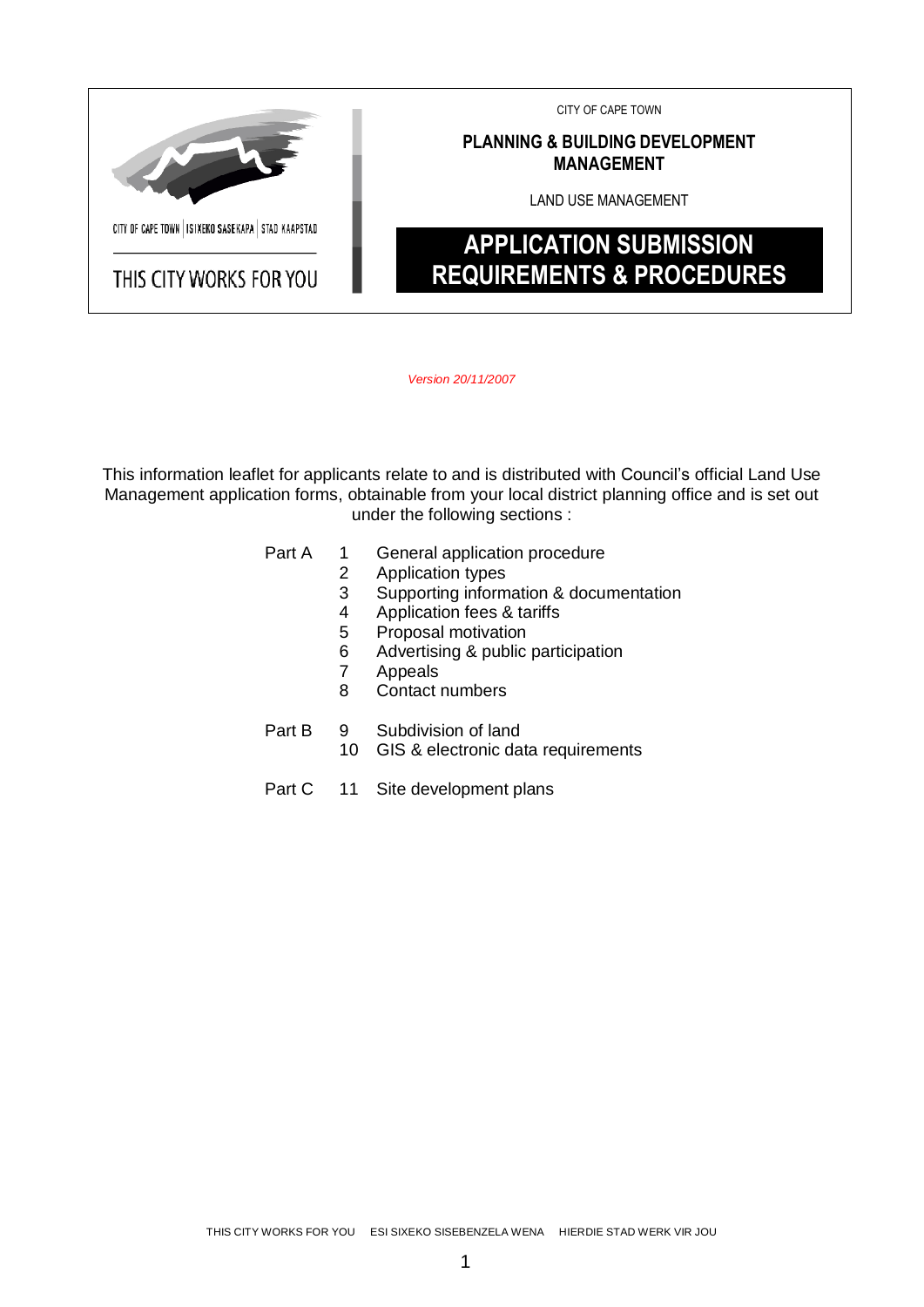CITY OF CAPE TOWN | ISIXEKO SASEKAPA | STAD KAAPSTAD

THIS CITY WORKS FOR YOU

CITY OF CAPE TOWN

**PLANNING & BUILDING DEVELOPMENT MANAGEMENT**

LAND USE MANAGEMENT

# APPLICATION SUBMISSION REQUIREMENTS & PROCEDURES

*Version 20/11/2007*

This information leaflet for applicants relate to and is distributed with Council's official Land Use Management application forms, obtainable from your local district planning office and is set out under the following sections :

Part A
1. General application procedure
2. Application types
3. Supporting information & documentation
4. Application fees & tariffs
5. Proposal motivation
6. Advertising & public participation
7. Appeals
8. Contact numbers

Part B
9. Subdivision of land
10. GIS & electronic data requirements

Part C
11. Site development plans

THIS CITY WORKS FOR YOU ESI SIXEKO SISEBENZELA WENA HIERDIE STAD WERK VIR JOU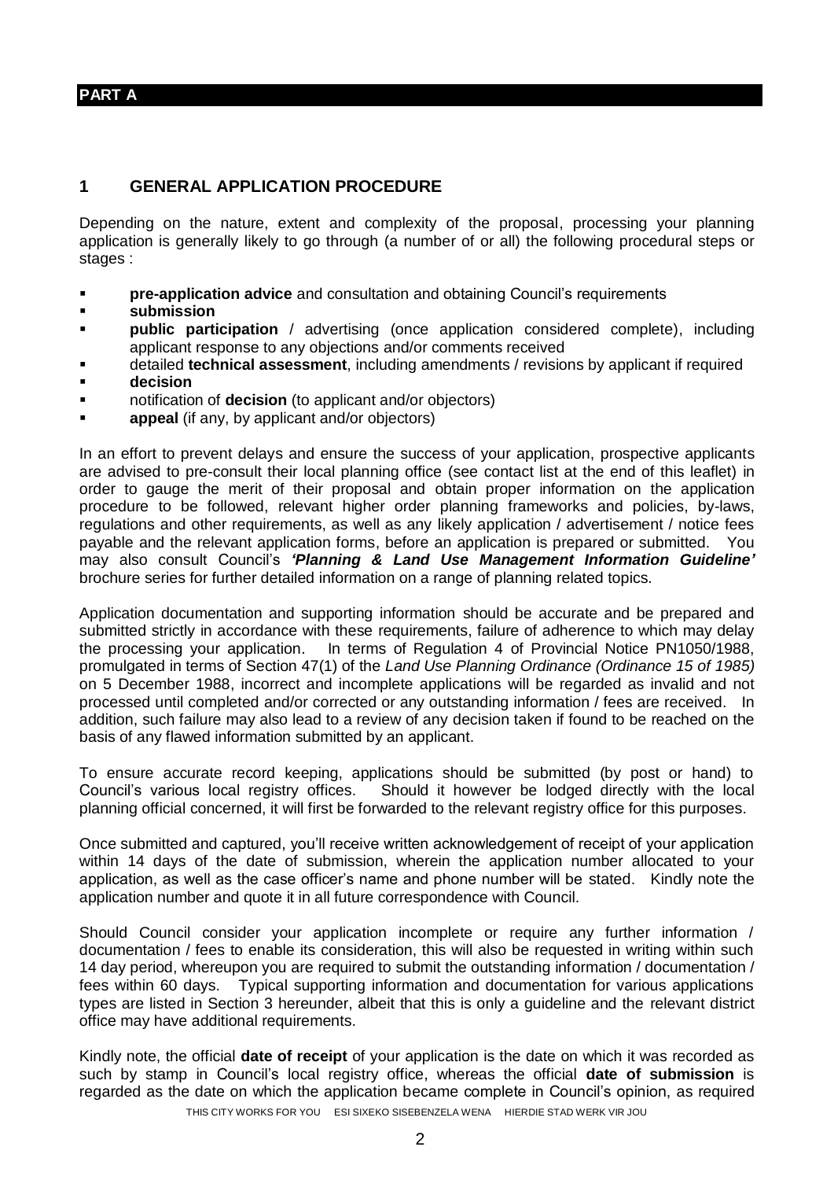## PART A

## 1 GENERAL APPLICATION PROCEDURE

Depending on the nature, extent and complexity of the proposal, processing your planning application is generally likely to go through (a number of or all) the following procedural steps or stages :

- **pre-application advice** and consultation and obtaining Council's requirements
- **submission**
- **public participation** / advertising (once application considered complete), including applicant response to any objections and/or comments received
- detailed **technical assessment**, including amendments / revisions by applicant if required
- **decision**
- notification of **decision** (to applicant and/or objectors)
- **appeal** (if any, by applicant and/or objectors)

In an effort to prevent delays and ensure the success of your application, prospective applicants are advised to pre-consult their local planning office (see contact list at the end of this leaflet) in order to gauge the merit of their proposal and obtain proper information on the application procedure to be followed, relevant higher order planning frameworks and policies, by-laws, regulations and other requirements, as well as any likely application / advertisement / notice fees payable and the relevant application forms, before an application is prepared or submitted. You may also consult Council's ***'Planning & Land Use Management Information Guideline'*** brochure series for further detailed information on a range of planning related topics.

Application documentation and supporting information should be accurate and be prepared and submitted strictly in accordance with these requirements, failure of adherence to which may delay the processing your application. In terms of Regulation 4 of Provincial Notice PN1050/1988, promulgated in terms of Section 47(1) of the *Land Use Planning Ordinance (Ordinance 15 of 1985)* on 5 December 1988, incorrect and incomplete applications will be regarded as invalid and not processed until completed and/or corrected or any outstanding information / fees are received. In addition, such failure may also lead to a review of any decision taken if found to be reached on the basis of any flawed information submitted by an applicant.

To ensure accurate record keeping, applications should be submitted (by post or hand) to Council's various local registry offices. Should it however be lodged directly with the local planning official concerned, it will first be forwarded to the relevant registry office for this purposes.

Once submitted and captured, you'll receive written acknowledgement of receipt of your application within 14 days of the date of submission, wherein the application number allocated to your application, as well as the case officer's name and phone number will be stated. Kindly note the application number and quote it in all future correspondence with Council.

Should Council consider your application incomplete or require any further information / documentation / fees to enable its consideration, this will also be requested in writing within such 14 day period, whereupon you are required to submit the outstanding information / documentation / fees within 60 days. Typical supporting information and documentation for various applications types are listed in Section 3 hereunder, albeit that this is only a guideline and the relevant district office may have additional requirements.

Kindly note, the official **date of receipt** of your application is the date on which it was recorded as such by stamp in Council's local registry office, whereas the official **date of submission** is regarded as the date on which the application became complete in Council's opinion, as required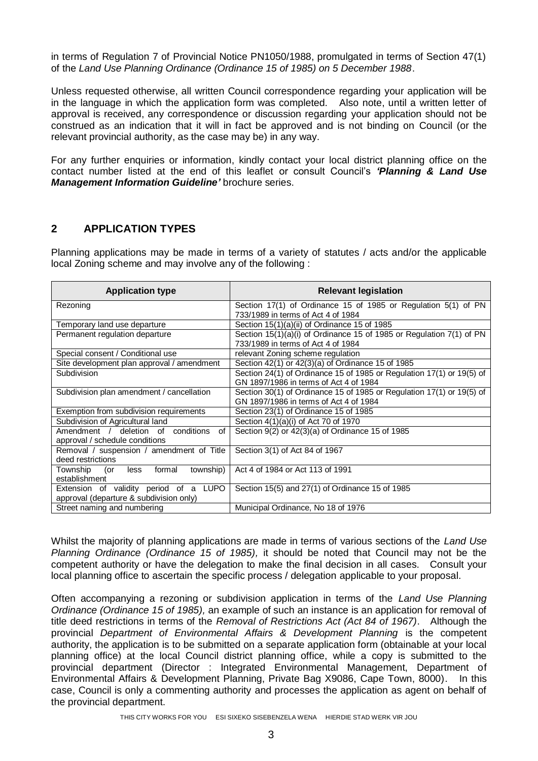in terms of Regulation 7 of Provincial Notice PN1050/1988, promulgated in terms of Section 47(1) of the *Land Use Planning Ordinance (Ordinance 15 of 1985) on 5 December 1988*.

Unless requested otherwise, all written Council correspondence regarding your application will be in the language in which the application form was completed. Also note, until a written letter of approval is received, any correspondence or discussion regarding your application should not be construed as an indication that it will in fact be approved and is not binding on Council (or the relevant provincial authority, as the case may be) in any way.

For any further enquiries or information, kindly contact your local district planning office on the contact number listed at the end of this leaflet or consult Council's ***'Planning & Land Use Management Information Guideline'*** brochure series.

## 2 APPLICATION TYPES

Planning applications may be made in terms of a variety of statutes / acts and/or the applicable local Zoning scheme and may involve any of the following :

| Application type | Relevant legislation |
|---|---|
| Rezoning | Section 17(1) of Ordinance 15 of 1985 or Regulation 5(1) of PN 733/1989 in terms of Act 4 of 1984 |
| Temporary land use departure | Section 15(1)(a)(ii) of Ordinance 15 of 1985 |
| Permanent regulation departure | Section 15(1)(a)(i) of Ordinance 15 of 1985 or Regulation 7(1) of PN 733/1989 in terms of Act 4 of 1984 |
| Special consent / Conditional use | relevant Zoning scheme regulation |
| Site development plan approval / amendment | Section 42(1) or 42(3)(a) of Ordinance 15 of 1985 |
| Subdivision | Section 24(1) of Ordinance 15 of 1985 or Regulation 17(1) or 19(5) of GN 1897/1986 in terms of Act 4 of 1984 |
| Subdivision plan amendment / cancellation | Section 30(1) of Ordinance 15 of 1985 or Regulation 17(1) or 19(5) of GN 1897/1986 in terms of Act 4 of 1984 |
| Exemption from subdivision requirements | Section 23(1) of Ordinance 15 of 1985 |
| Subdivision of Agricultural land | Section 4(1)(a)(i) of Act 70 of 1970 |
| Amendment / deletion of conditions of approval / schedule conditions | Section 9(2) or 42(3)(a) of Ordinance 15 of 1985 |
| Removal / suspension / amendment of Title deed restrictions | Section 3(1) of Act 84 of 1967 |
| Township (or less formal township) establishment | Act 4 of 1984 or Act 113 of 1991 |
| Extension of validity period of a LUPO approval (departure & subdivision only) | Section 15(5) and 27(1) of Ordinance 15 of 1985 |
| Street naming and numbering | Municipal Ordinance, No 18 of 1976 |

Whilst the majority of planning applications are made in terms of various sections of the *Land Use Planning Ordinance (Ordinance 15 of 1985),* it should be noted that Council may not be the competent authority or have the delegation to make the final decision in all cases. Consult your local planning office to ascertain the specific process / delegation applicable to your proposal.

Often accompanying a rezoning or subdivision application in terms of the *Land Use Planning Ordinance (Ordinance 15 of 1985),* an example of such an instance is an application for removal of title deed restrictions in terms of the *Removal of Restrictions Act (Act 84 of 1967)*. Although the provincial *Department of Environmental Affairs & Development Planning* is the competent authority, the application is to be submitted on a separate application form (obtainable at your local planning office) at the local Council district planning office, while a copy is submitted to the provincial department (Director : Integrated Environmental Management, Department of Environmental Affairs & Development Planning, Private Bag X9086, Cape Town, 8000). In this case, Council is only a commenting authority and processes the application as agent on behalf of the provincial department.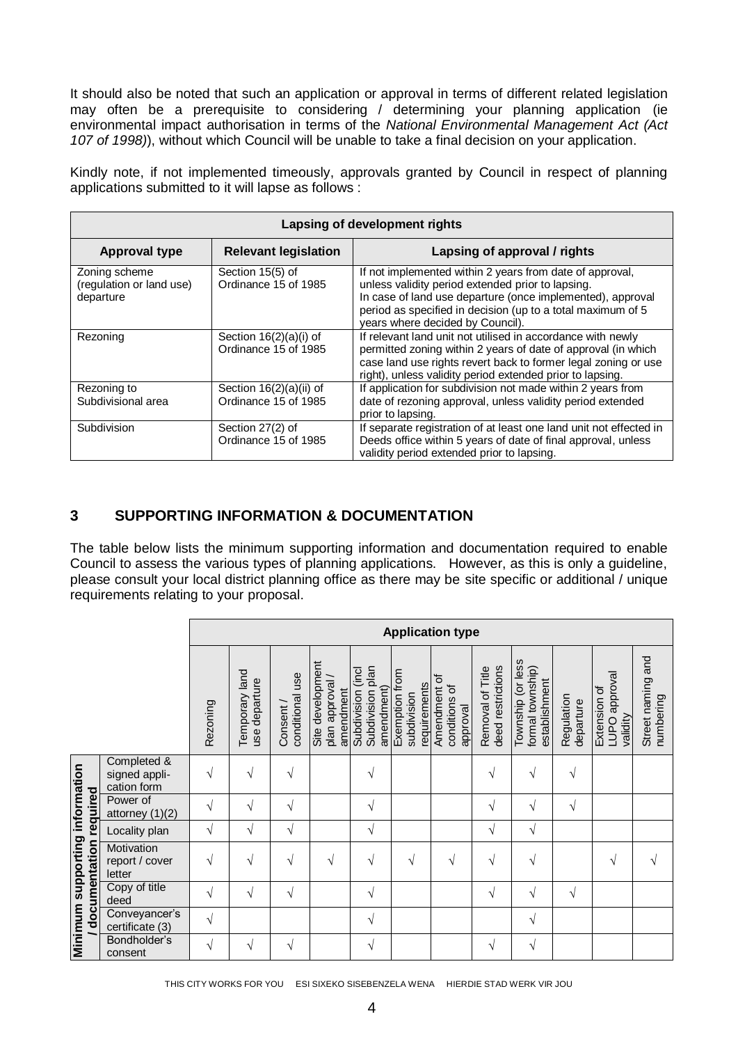It should also be noted that such an application or approval in terms of different related legislation may often be a prerequisite to considering / determining your planning application (ie environmental impact authorisation in terms of the *National Environmental Management Act (Act 107 of 1998)*), without which Council will be unable to take a final decision on your application.

Kindly note, if not implemented timeously, approvals granted by Council in respect of planning applications submitted to it will lapse as follows :

| **Lapsing of development rights** | | |
|---|---|---|
| **Approval type** | **Relevant legislation** | **Lapsing of approval / rights** |
| Zoning scheme (regulation or land use) departure | Section 15(5) of Ordinance 15 of 1985 | If not implemented within 2 years from date of approval, unless validity period extended prior to lapsing. In case of land use departure (once implemented), approval period as specified in decision (up to a total maximum of 5 years where decided by Council). |
| Rezoning | Section 16(2)(a)(i) of Ordinance 15 of 1985 | If relevant land unit not utilised in accordance with newly permitted zoning within 2 years of date of approval (in which case land use rights revert back to former legal zoning or use right), unless validity period extended prior to lapsing. |
| Rezoning to Subdivisional area | Section 16(2)(a)(ii) of Ordinance 15 of 1985 | If application for subdivision not made within 2 years from date of rezoning approval, unless validity period extended prior to lapsing. |
| Subdivision | Section 27(2) of Ordinance 15 of 1985 | If separate registration of at least one land unit not effected in Deeds office within 5 years of date of final approval, unless validity period extended prior to lapsing. |

## 3 SUPPORTING INFORMATION & DOCUMENTATION

The table below lists the minimum supporting information and documentation required to enable Council to assess the various types of planning applications. However, as this is only a guideline, please consult your local district planning office as there may be site specific or additional / unique requirements relating to your proposal.

| Minimum supporting information / documentation required | **Application type** | | | | | | | | | | | |
|---|---|---|---|---|---|---|---|---|---|---|---|---|
| | Rezoning | Temporary land use departure | Consent / conditional use | Site development plan approval / amendment | Subdivision (incl Subdivision plan amendment) | Exemption from subdivision requirements | Amendment of conditions of approval | Removal of Title deed restrictions | Township (or less formal township) establishment | Regulation departure | Extension of LUPO approval validity | Street naming and numbering |
| Completed & signed application form | √ | √ | √ | | √ | | | √ | √ | √ | | |
| Power of attorney (1)(2) | √ | √ | √ | | √ | | | √ | √ | √ | | |
| Locality plan | √ | √ | √ | | √ | | | √ | √ | | | |
| Motivation report / cover letter | √ | √ | √ | √ | √ | √ | √ | √ | √ | | √ | √ |
| Copy of title deed | √ | √ | √ | | √ | | | √ | √ | √ | | |
| Conveyancer's certificate (3) | √ | | | | √ | | | | √ | | | |
| Bondholder's consent | √ | √ | √ | | √ | | | √ | √ | | | |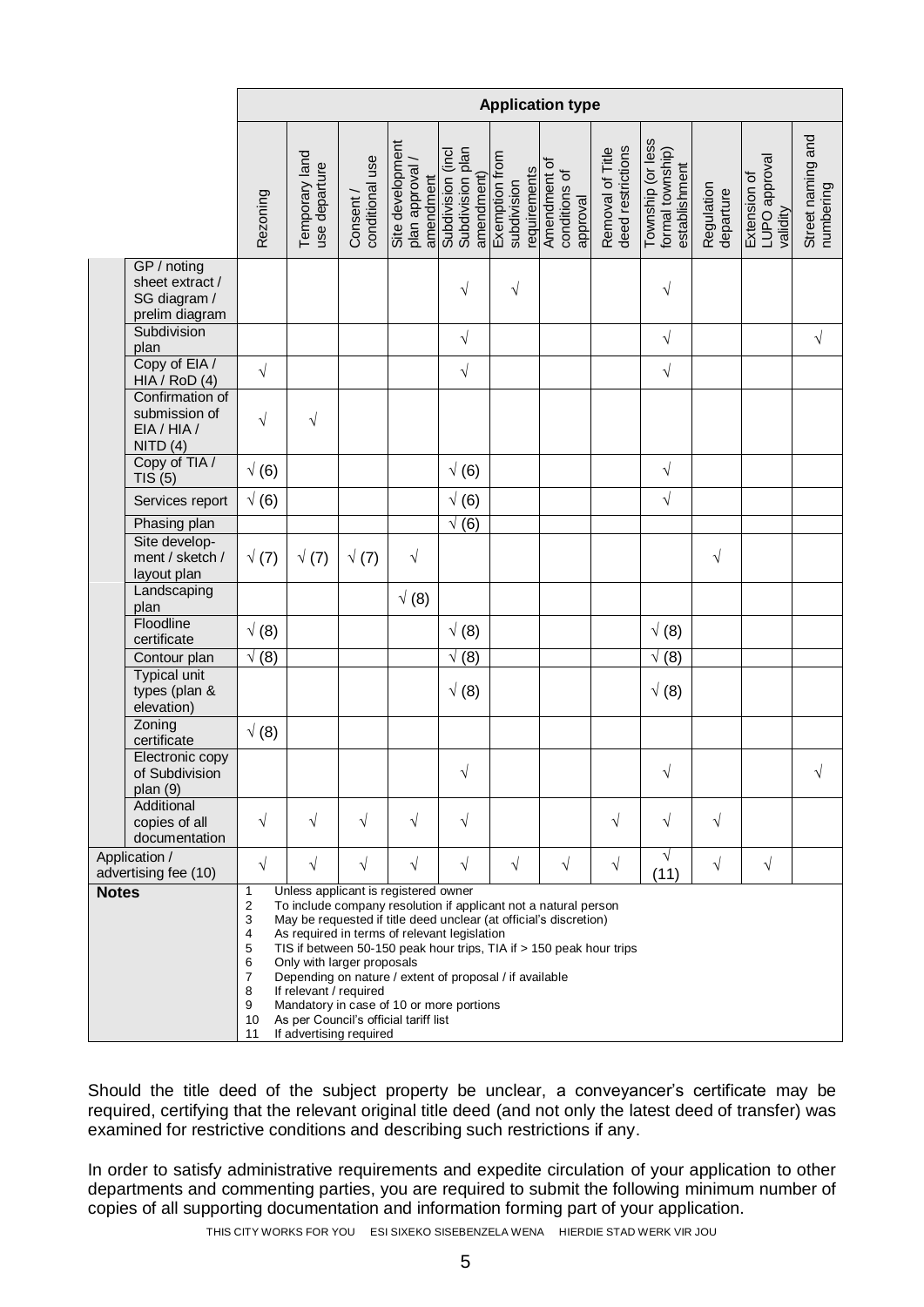| | Application type | | | | | | | | | | | |
|---|---|---|---|---|---|---|---|---|---|---|---|---|
| | Rezoning | Temporary land use departure | Consent / conditional use | Site development plan approval / amendment | Subdivision (incl Subdivision plan amendment) | Exemption from subdivision requirements | Amendment of conditions of approval | Removal of Title deed restrictions | Township (or less formal township) establishment | Regulation departure | Extension of LUPO approval validity | Street naming and numbering |
| GP / noting sheet extract / SG diagram / prelim diagram | | | | | √ | √ | | | √ | | | |
| Subdivision plan | | | | | √ | | | | √ | | | √ |
| Copy of EIA / HIA / RoD (4) | √ | | | | √ | | | | √ | | | |
| Confirmation of submission of EIA / HIA / NITD (4) | √ | √ | | | | | | | | | | |
| Copy of TIA / TIS (5) | √ (6) | | | | √ (6) | | | | √ | | | |
| Services report | √ (6) | | | | √ (6) | | | | √ | | | |
| Phasing plan | | | | | √ (6) | | | | | | | |
| Site development / sketch / layout plan | √ (7) | √ (7) | √ (7) | √ | | | | | | √ | | |
| Landscaping plan | | | | √ (8) | | | | | | | | |
| Floodline certificate | √ (8) | | | | √ (8) | | | | √ (8) | | | |
| Contour plan | √ (8) | | | | √ (8) | | | | √ (8) | | | |
| Typical unit types (plan & elevation) | | | | | √ (8) | | | | √ (8) | | | |
| Zoning certificate | √ (8) | | | | | | | | | | | |
| Electronic copy of Subdivision plan (9) | | | | | √ | | | | √ | | | √ |
| Additional copies of all documentation | √ | √ | √ | √ | √ | | | √ | √ | √ | | |
| Application / advertising fee (10) | √ | √ | √ | √ | √ | √ | √ | √ | √ (11) | √ | √ | |

**Notes**

1. Unless applicant is registered owner
2. To include company resolution if applicant not a natural person
3. May be requested if title deed unclear (at official's discretion)
4. As required in terms of relevant legislation
5. TIS if between 50-150 peak hour trips, TIA if > 150 peak hour trips
6. Only with larger proposals
7. Depending on nature / extent of proposal / if available
8. If relevant / required
9. Mandatory in case of 10 or more portions
10. As per Council's official tariff list
11. If advertising required

Should the title deed of the subject property be unclear, a conveyancer's certificate may be required, certifying that the relevant original title deed (and not only the latest deed of transfer) was examined for restrictive conditions and describing such restrictions if any.

In order to satisfy administrative requirements and expedite circulation of your application to other departments and commenting parties, you are required to submit the following minimum number of copies of all supporting documentation and information forming part of your application.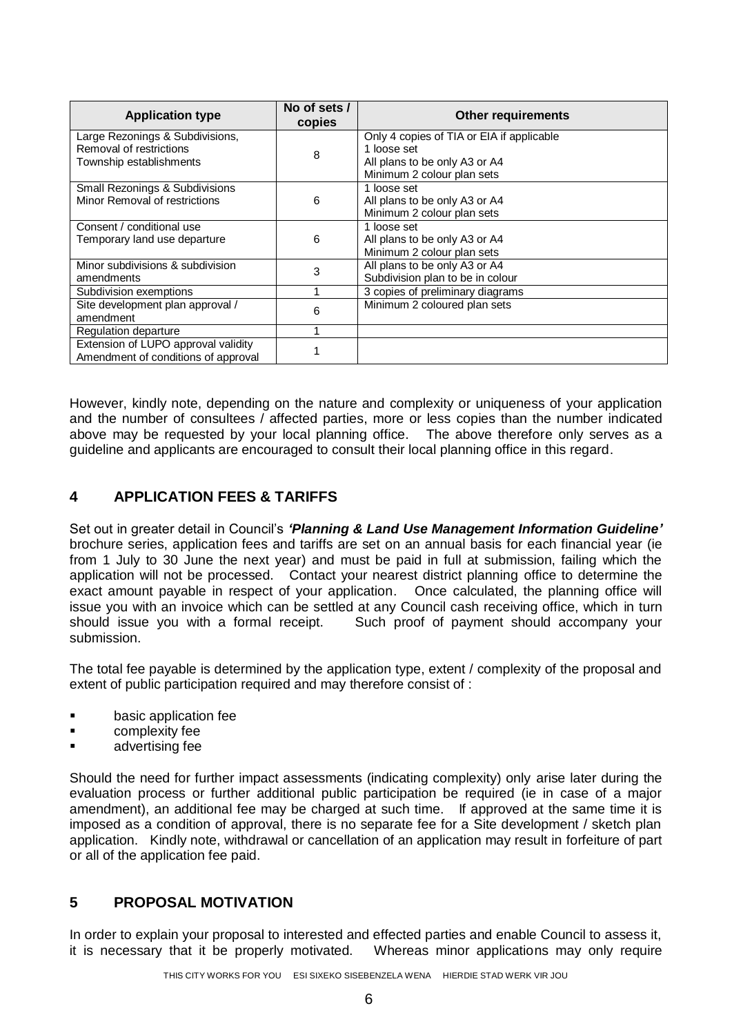| Application type | No of sets / copies | Other requirements |
|---|---|---|
| Large Rezonings & Subdivisions, Removal of restrictions Township establishments | 8 | Only 4 copies of TIA or EIA if applicable 1 loose set All plans to be only A3 or A4 Minimum 2 colour plan sets |
| Small Rezonings & Subdivisions Minor Removal of restrictions | 6 | 1 loose set All plans to be only A3 or A4 Minimum 2 colour plan sets |
| Consent / conditional use Temporary land use departure | 6 | 1 loose set All plans to be only A3 or A4 Minimum 2 colour plan sets |
| Minor subdivisions & subdivision amendments | 3 | All plans to be only A3 or A4 Subdivision plan to be in colour |
| Subdivision exemptions | 1 | 3 copies of preliminary diagrams |
| Site development plan approval / amendment | 6 | Minimum 2 coloured plan sets |
| Regulation departure | 1 | |
| Extension of LUPO approval validity Amendment of conditions of approval | 1 | |

However, kindly note, depending on the nature and complexity or uniqueness of your application and the number of consultees / affected parties, more or less copies than the number indicated above may be requested by your local planning office. The above therefore only serves as a guideline and applicants are encouraged to consult their local planning office in this regard.

## 4 APPLICATION FEES & TARIFFS

Set out in greater detail in Council's ***'Planning & Land Use Management Information Guideline'*** brochure series, application fees and tariffs are set on an annual basis for each financial year (ie from 1 July to 30 June the next year) and must be paid in full at submission, failing which the application will not be processed. Contact your nearest district planning office to determine the exact amount payable in respect of your application. Once calculated, the planning office will issue you with an invoice which can be settled at any Council cash receiving office, which in turn should issue you with a formal receipt. Such proof of payment should accompany your submission.

The total fee payable is determined by the application type, extent / complexity of the proposal and extent of public participation required and may therefore consist of :

- basic application fee
- complexity fee
- advertising fee

Should the need for further impact assessments (indicating complexity) only arise later during the evaluation process or further additional public participation be required (ie in case of a major amendment), an additional fee may be charged at such time. If approved at the same time it is imposed as a condition of approval, there is no separate fee for a Site development / sketch plan application. Kindly note, withdrawal or cancellation of an application may result in forfeiture of part or all of the application fee paid.

## 5 PROPOSAL MOTIVATION

In order to explain your proposal to interested and effected parties and enable Council to assess it, it is necessary that it be properly motivated. Whereas minor applications may only require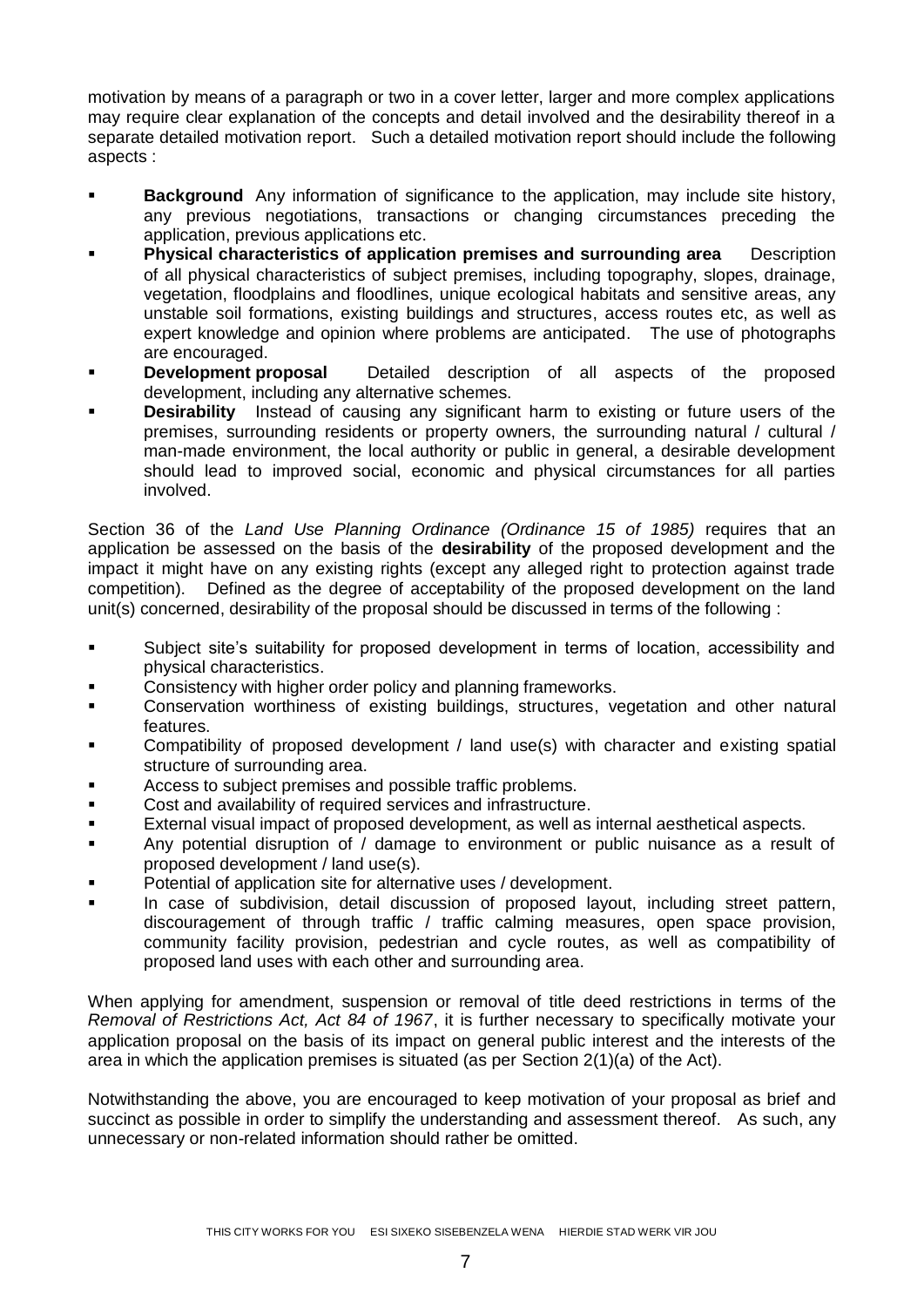motivation by means of a paragraph or two in a cover letter, larger and more complex applications may require clear explanation of the concepts and detail involved and the desirability thereof in a separate detailed motivation report. Such a detailed motivation report should include the following aspects :

- **Background** Any information of significance to the application, may include site history, any previous negotiations, transactions or changing circumstances preceding the application, previous applications etc.
- **Physical characteristics of application premises and surrounding area** Description of all physical characteristics of subject premises, including topography, slopes, drainage, vegetation, floodplains and floodlines, unique ecological habitats and sensitive areas, any unstable soil formations, existing buildings and structures, access routes etc, as well as expert knowledge and opinion where problems are anticipated. The use of photographs are encouraged.
- **Development proposal** Detailed description of all aspects of the proposed development, including any alternative schemes.
- **Desirability** Instead of causing any significant harm to existing or future users of the premises, surrounding residents or property owners, the surrounding natural / cultural / man-made environment, the local authority or public in general, a desirable development should lead to improved social, economic and physical circumstances for all parties involved.

Section 36 of the *Land Use Planning Ordinance (Ordinance 15 of 1985)* requires that an application be assessed on the basis of the **desirability** of the proposed development and the impact it might have on any existing rights (except any alleged right to protection against trade competition). Defined as the degree of acceptability of the proposed development on the land unit(s) concerned, desirability of the proposal should be discussed in terms of the following :

- Subject site's suitability for proposed development in terms of location, accessibility and physical characteristics.
- Consistency with higher order policy and planning frameworks.
- Conservation worthiness of existing buildings, structures, vegetation and other natural features.
- Compatibility of proposed development / land use(s) with character and existing spatial structure of surrounding area.
- Access to subject premises and possible traffic problems.
- Cost and availability of required services and infrastructure.
- External visual impact of proposed development, as well as internal aesthetical aspects.
- Any potential disruption of / damage to environment or public nuisance as a result of proposed development / land use(s).
- Potential of application site for alternative uses / development.
- In case of subdivision, detail discussion of proposed layout, including street pattern, discouragement of through traffic / traffic calming measures, open space provision, community facility provision, pedestrian and cycle routes, as well as compatibility of proposed land uses with each other and surrounding area.

When applying for amendment, suspension or removal of title deed restrictions in terms of the *Removal of Restrictions Act, Act 84 of 1967*, it is further necessary to specifically motivate your application proposal on the basis of its impact on general public interest and the interests of the area in which the application premises is situated (as per Section 2(1)(a) of the Act).

Notwithstanding the above, you are encouraged to keep motivation of your proposal as brief and succinct as possible in order to simplify the understanding and assessment thereof. As such, any unnecessary or non-related information should rather be omitted.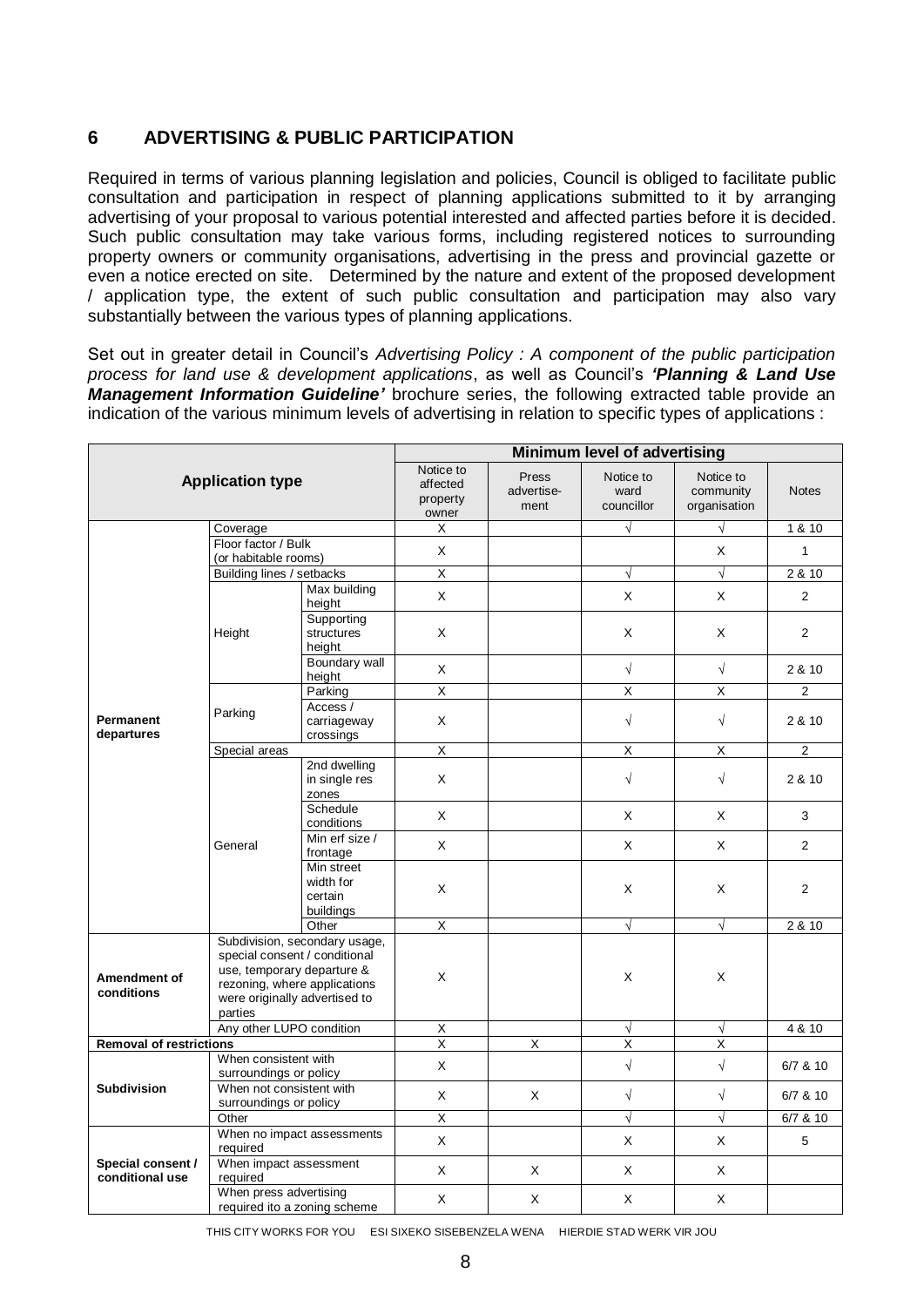## 6 ADVERTISING & PUBLIC PARTICIPATION

Required in terms of various planning legislation and policies, Council is obliged to facilitate public consultation and participation in respect of planning applications submitted to it by arranging advertising of your proposal to various potential interested and affected parties before it is decided. Such public consultation may take various forms, including registered notices to surrounding property owners or community organisations, advertising in the press and provincial gazette or even a notice erected on site. Determined by the nature and extent of the proposed development / application type, the extent of such public consultation and participation may also vary substantially between the various types of planning applications.

Set out in greater detail in Council's *Advertising Policy : A component of the public participation process for land use & development applications*, as well as Council's ***'Planning & Land Use Management Information Guideline'*** brochure series, the following extracted table provide an indication of the various minimum levels of advertising in relation to specific types of applications :

| Application type | | | Minimum level of advertising | | | | |
|---|---|---|---|---|---|---|---|
| | | | Notice to affected property owner | Press advertise-ment | Notice to ward councillor | Notice to community organisation | Notes |
| Permanent departures | Coverage | | X | | √ | √ | 1 & 10 |
| | Floor factor / Bulk (or habitable rooms) | | X | | | X | 1 |
| | Building lines / setbacks | | X | | √ | √ | 2 & 10 |
| | Height | Max building height | X | | X | X | 2 |
| | | Supporting structures height | X | | X | X | 2 |
| | | Boundary wall height | X | | √ | √ | 2 & 10 |
| | Parking | Parking | X | | X | X | 2 |
| | | Access / carriageway crossings | X | | √ | √ | 2 & 10 |
| | Special areas | | X | | X | X | 2 |
| | General | 2nd dwelling in single res zones | X | | √ | √ | 2 & 10 |
| | | Schedule conditions | X | | X | X | 3 |
| | | Min erf size / frontage | X | | X | X | 2 |
| | | Min street width for certain buildings | X | | X | X | 2 |
| | | Other | X | | √ | √ | 2 & 10 |
| Amendment of conditions | Subdivision, secondary usage, special consent / conditional use, temporary departure & rezoning, where applications were originally advertised to parties | | X | | X | X | |
| | Any other LUPO condition | | X | | √ | √ | 4 & 10 |
| Removal of restrictions | | | X | X | X | X | |
| Subdivision | When consistent with surroundings or policy | | X | | √ | √ | 6/7 & 10 |
| | When not consistent with surroundings or policy | | X | X | √ | √ | 6/7 & 10 |
| | Other | | X | | √ | √ | 6/7 & 10 |
| Special consent / conditional use | When no impact assessments required | | X | | X | X | 5 |
| | When impact assessment required | | X | X | X | X | |
| | When press advertising required ito a zoning scheme | | X | X | X | X | |

THIS CITY WORKS FOR YOU ESI SIXEKO SISEBENZELA WENA HIERDIE STAD WERK VIR JOU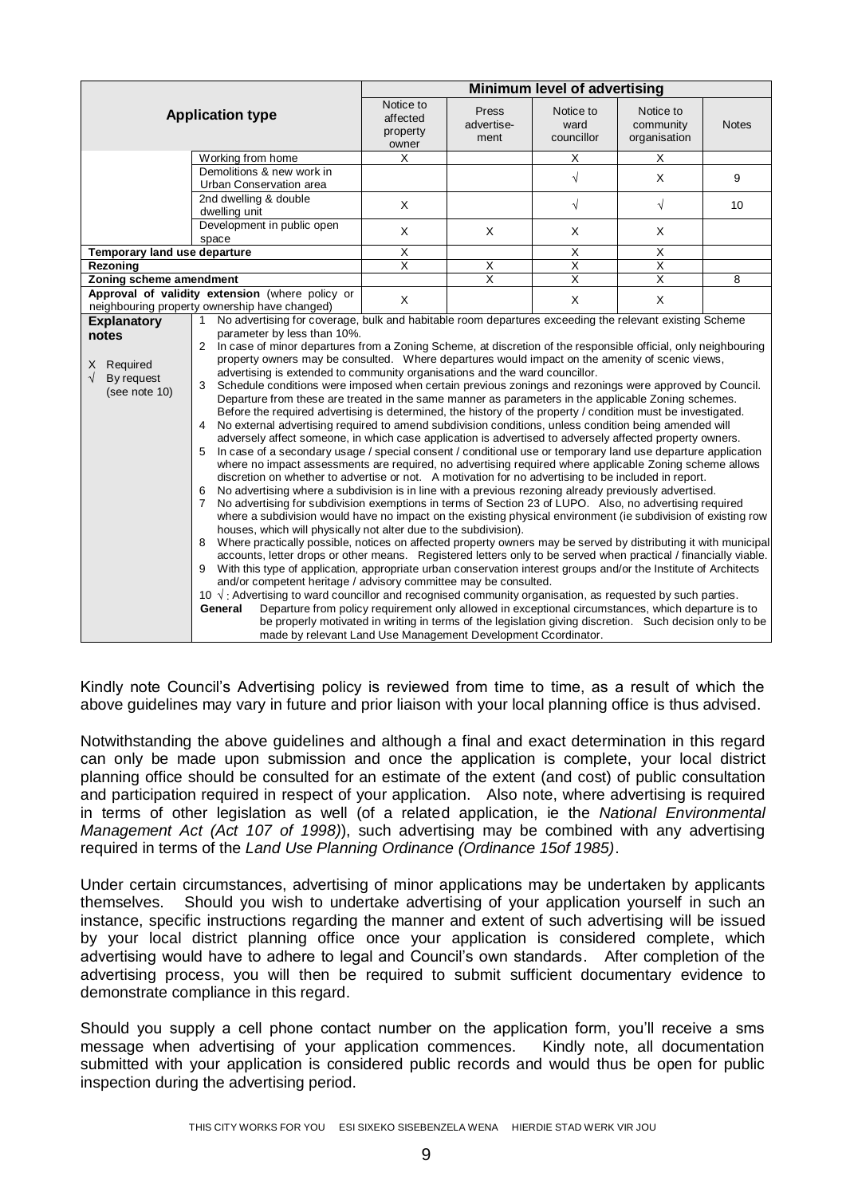| Application type | | Minimum level of advertising | | | | |
|---|---|---|---|---|---|---|
| | | Notice to affected property owner | Press advertise-ment | Notice to ward councillor | Notice to community organisation | Notes |
| | Working from home | X | | X | X | |
| | Demolitions & new work in Urban Conservation area | | | √ | X | 9 |
| | 2nd dwelling & double dwelling unit | X | | √ | √ | 10 |
| | Development in public open space | X | X | X | X | |
| **Temporary land use departure** | | X | | X | X | |
| **Rezoning** | | X | X | X | X | |
| **Zoning scheme amendment** | | | X | X | X | 8 |
| **Approval of validity extension** (where policy or neighbouring property ownership have changed) | | X | | X | X | |

**Explanatory notes**

X Required
√ By request (see note 10)

1. No advertising for coverage, bulk and habitable room departures exceeding the relevant existing Scheme parameter by less than 10%.
2. In case of minor departures from a Zoning Scheme, at discretion of the responsible official, only neighbouring property owners may be consulted. Where departures would impact on the amenity of scenic views, advertising is extended to community organisations and the ward councillor.
3. Schedule conditions were imposed when certain previous zonings and rezonings were approved by Council. Departure from these are treated in the same manner as parameters in the applicable Zoning schemes. Before the required advertising is determined, the history of the property / condition must be investigated.
4. No external advertising required to amend subdivision conditions, unless condition being amended will adversely affect someone, in which case application is advertised to adversely affected property owners.
5. In case of a secondary usage / special consent / conditional use or temporary land use departure application where no impact assessments are required, no advertising required where applicable Zoning scheme allows discretion on whether to advertise or not. A motivation for no advertising to be included in report.
6. No advertising where a subdivision is in line with a previous rezoning already previously advertised.
7. No advertising for subdivision exemptions in terms of Section 23 of LUPO. Also, no advertising required where a subdivision would have no impact on the existing physical environment (ie subdivision of existing row houses, which will physically not alter due to the subdivision).
8. Where practically possible, notices on affected property owners may be served by distributing it with municipal accounts, letter drops or other means. Registered letters only to be served when practical / financially viable.
9. With this type of application, appropriate urban conservation interest groups and/or the Institute of Architects and/or competent heritage / advisory committee may be consulted.
10. √ : Advertising to ward councillor and recognised community organisation, as requested by such parties.

**General** Departure from policy requirement only allowed in exceptional circumstances, which departure is to be properly motivated in writing in terms of the legislation giving discretion. Such decision only to be made by relevant Land Use Management Development Ccordinator.

Kindly note Council's Advertising policy is reviewed from time to time, as a result of which the above guidelines may vary in future and prior liaison with your local planning office is thus advised.

Notwithstanding the above guidelines and although a final and exact determination in this regard can only be made upon submission and once the application is complete, your local district planning office should be consulted for an estimate of the extent (and cost) of public consultation and participation required in respect of your application. Also note, where advertising is required in terms of other legislation as well (of a related application, ie the *National Environmental Management Act (Act 107 of 1998)*), such advertising may be combined with any advertising required in terms of the *Land Use Planning Ordinance (Ordinance 15of 1985)*.

Under certain circumstances, advertising of minor applications may be undertaken by applicants themselves. Should you wish to undertake advertising of your application yourself in such an instance, specific instructions regarding the manner and extent of such advertising will be issued by your local district planning office once your application is considered complete, which advertising would have to adhere to legal and Council's own standards. After completion of the advertising process, you will then be required to submit sufficient documentary evidence to demonstrate compliance in this regard.

Should you supply a cell phone contact number on the application form, you'll receive a sms message when advertising of your application commences. Kindly note, all documentation submitted with your application is considered public records and would thus be open for public inspection during the advertising period.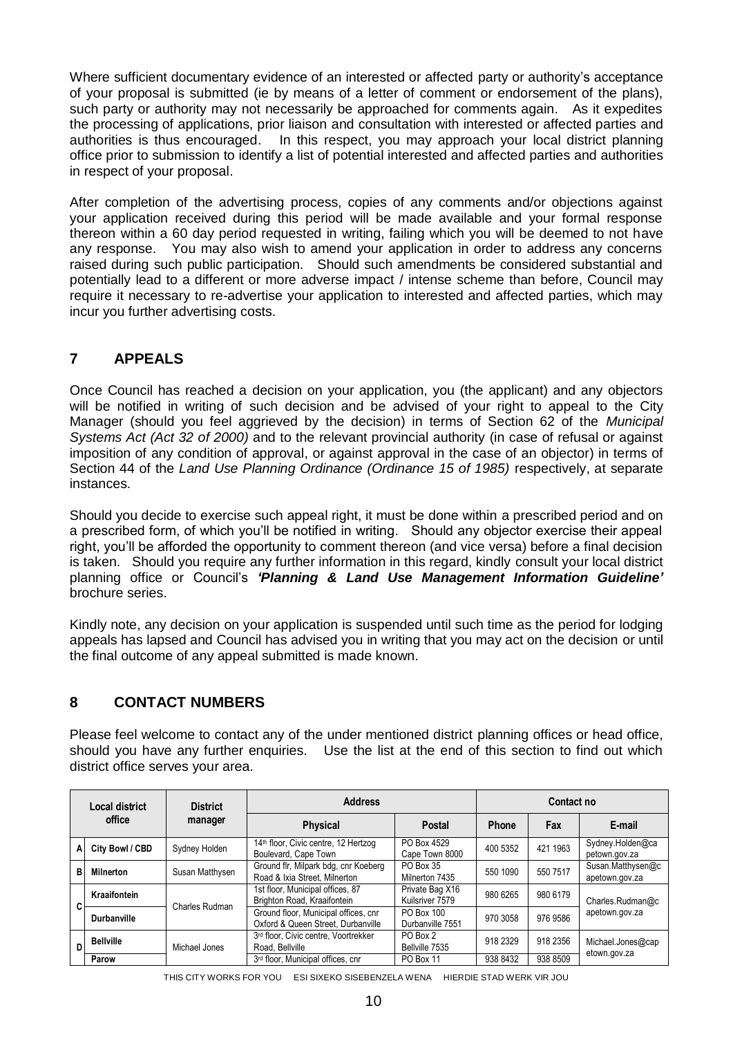Where sufficient documentary evidence of an interested or affected party or authority's acceptance of your proposal is submitted (ie by means of a letter of comment or endorsement of the plans), such party or authority may not necessarily be approached for comments again. As it expedites the processing of applications, prior liaison and consultation with interested or affected parties and authorities is thus encouraged. In this respect, you may approach your local district planning office prior to submission to identify a list of potential interested and affected parties and authorities in respect of your proposal.

After completion of the advertising process, copies of any comments and/or objections against your application received during this period will be made available and your formal response thereon within a 60 day period requested in writing, failing which you will be deemed to not have any response. You may also wish to amend your application in order to address any concerns raised during such public participation. Should such amendments be considered substantial and potentially lead to a different or more adverse impact / intense scheme than before, Council may require it necessary to re-advertise your application to interested and affected parties, which may incur you further advertising costs.

## 7 APPEALS

Once Council has reached a decision on your application, you (the applicant) and any objectors will be notified in writing of such decision and be advised of your right to appeal to the City Manager (should you feel aggrieved by the decision) in terms of Section 62 of the *Municipal Systems Act (Act 32 of 2000)* and to the relevant provincial authority (in case of refusal or against imposition of any condition of approval, or against approval in the case of an objector) in terms of Section 44 of the *Land Use Planning Ordinance (Ordinance 15 of 1985)* respectively, at separate instances.

Should you decide to exercise such appeal right, it must be done within a prescribed period and on a prescribed form, of which you'll be notified in writing. Should any objector exercise their appeal right, you'll be afforded the opportunity to comment thereon (and vice versa) before a final decision is taken. Should you require any further information in this regard, kindly consult your local district planning office or Council's ***'Planning & Land Use Management Information Guideline'*** brochure series.

Kindly note, any decision on your application is suspended until such time as the period for lodging appeals has lapsed and Council has advised you in writing that you may act on the decision or until the final outcome of any appeal submitted is made known.

## 8 CONTACT NUMBERS

Please feel welcome to contact any of the under mentioned district planning offices or head office, should you have any further enquiries. Use the list at the end of this section to find out which district office serves your area.

| | Local district office | District manager | Address | | Contact no | | |
|---|---|---|---|---|---|---|---|
| | | | Physical | Postal | Phone | Fax | E-mail |
| A | **City Bowl / CBD** | Sydney Holden | 14th floor, Civic centre, 12 Hertzog Boulevard, Cape Town | PO Box 4529 Cape Town 8000 | 400 5352 | 421 1963 | Sydney.Holden@capetown.gov.za |
| B | **Milnerton** | Susan Matthysen | Ground flr, Milpark bdg, cnr Koeberg Road & Ixia Street, Milnerton | PO Box 35 Milnerton 7435 | 550 1090 | 550 7517 | Susan.Matthysen@capetown.gov.za |
| C | **Kraaifontein** | Charles Rudman | 1st floor, Municipal offices, 87 Brighton Road, Kraaifontein | Private Bag X16 Kuilsriver 7579 | 980 6265 | 980 6179 | Charles.Rudman@capetown.gov.za |
| C | **Durbanville** | Charles Rudman | Ground floor, Municipal offices, cnr Oxford & Queen Street, Durbanville | PO Box 100 Durbanville 7551 | 970 3058 | 976 9586 | Charles.Rudman@capetown.gov.za |
| D | **Bellville** | Michael Jones | 3rd floor, Civic centre, Voortrekker Road, Bellville | PO Box 2 Bellville 7535 | 918 2329 | 918 2356 | Michael.Jones@capetown.gov.za |
| D | **Parow** | Michael Jones | 3rd floor, Municipal offices, cnr | PO Box 11 | 938 8432 | 938 8509 | Michael.Jones@capetown.gov.za |

THIS CITY WORKS FOR YOU ESI SIXEKO SISEBENZELA WENA HIERDIE STAD WERK VIR JOU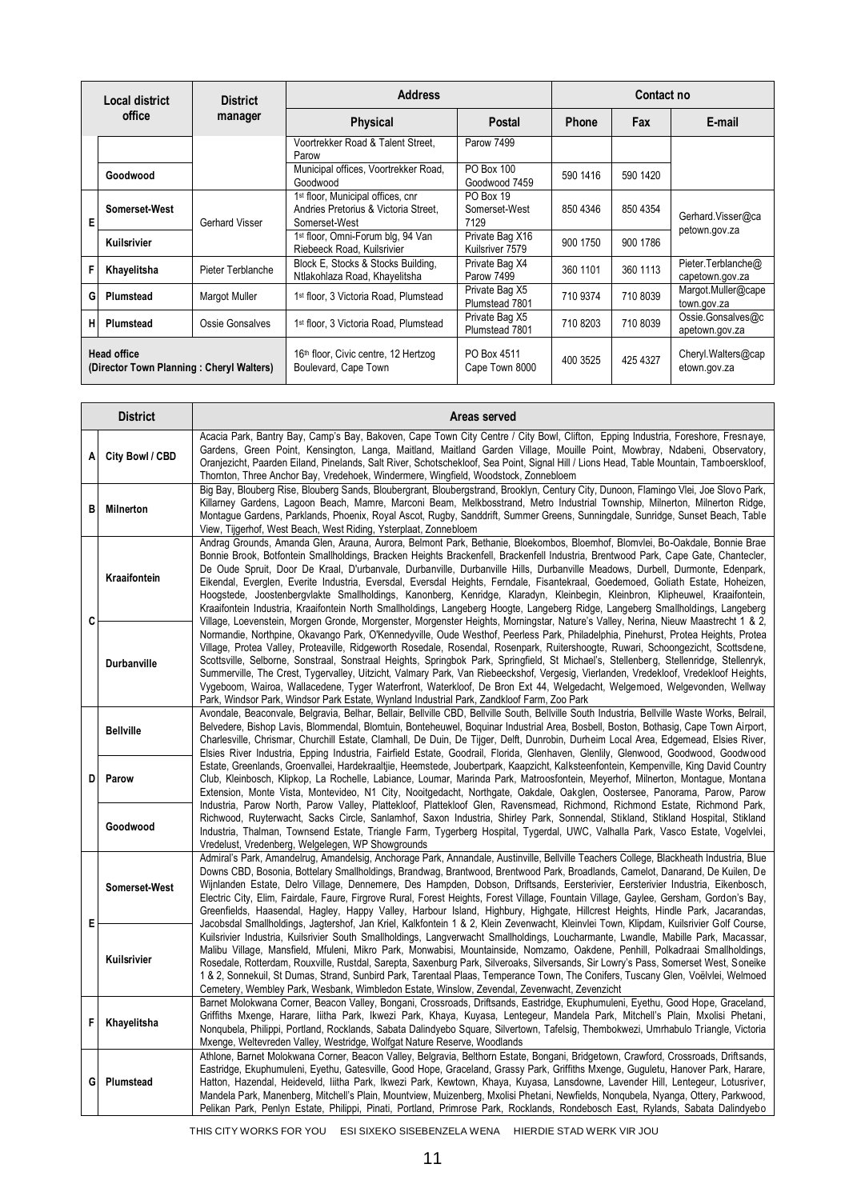| Local district office | | District manager | Address | | Contact no | | |
|---|---|---|---|---|---|---|---|
| | | | Physical | Postal | Phone | Fax | E-mail |
| | | | Voortrekker Road & Talent Street, Parow | Parow 7499 | | | |
| | Goodwood | | Municipal offices, Voortrekker Road, Goodwood | PO Box 100 Goodwood 7459 | 590 1416 | 590 1420 | |
| E | Somerset-West | Gerhard Visser | 1st floor, Municipal offices, cnr Andries Pretorius & Victoria Street, Somerset-West | PO Box 19 Somerset-West 7129 | 850 4346 | 850 4354 | Gerhard.Visser@capetown.gov.za |
| | Kuilsrivier | | 1st floor, Omni-Forum blg, 94 Van Riebeeck Road, Kuilsrivier | Private Bag X16 Kuilsriver 7579 | 900 1750 | 900 1786 | |
| F | Khayelitsha | Pieter Terblanche | Block E, Stocks & Stocks Building, Ntlakohlaza Road, Khayelitsha | Private Bag X4 Parow 7499 | 360 1101 | 360 1113 | Pieter.Terblanche@capetown.gov.za |
| G | Plumstead | Margot Muller | 1st floor, 3 Victoria Road, Plumstead | Private Bag X5 Plumstead 7801 | 710 9374 | 710 8039 | Margot.Muller@capetown.gov.za |
| H | Plumstead | Ossie Gonsalves | 1st floor, 3 Victoria Road, Plumstead | Private Bag X5 Plumstead 7801 | 710 8203 | 710 8039 | Ossie.Gonsalves@capetown.gov.za |
| Head office (Director Town Planning : Cheryl Walters) | | | 16th floor, Civic centre, 12 Hertzog Boulevard, Cape Town | PO Box 4511 Cape Town 8000 | 400 3525 | 425 4327 | Cheryl.Walters@capetown.gov.za |

| District | | Areas served |
|---|---|---|
| A | City Bowl / CBD | Acacia Park, Bantry Bay, Camp's Bay, Bakoven, Cape Town City Centre / City Bowl, Clifton, Epping Industria, Foreshore, Fresnaye, Gardens, Green Point, Kensington, Langa, Maitland, Maitland Garden Village, Mouille Point, Mowbray, Ndabeni, Observatory, Oranjezicht, Paarden Eiland, Pinelands, Salt River, Schotschekloof, Sea Point, Signal Hill / Lions Head, Table Mountain, Tamboerskloof, Thornton, Three Anchor Bay, Vredehoek, Windermere, Wingfield, Woodstock, Zonnebloem |
| B | Milnerton | Big Bay, Blouberg Rise, Blouberg Sands, Bloubergrant, Bloubergstrand, Brooklyn, Century City, Dunoon, Flamingo Vlei, Joe Slovo Park, Killarney Gardens, Lagoon Beach, Mamre, Marconi Beam, Melkbosstrand, Metro Industrial Township, Milnerton, Milnerton Ridge, Montague Gardens, Parklands, Phoenix, Royal Ascot, Rugby, Sanddrift, Summer Greens, Sunningdale, Sunridge, Sunset Beach, Table View, Tijgerhof, West Beach, West Riding, Ysterplaat, Zonnebloem |
| C | Kraaifontein<br>Durbanville | Andrag Grounds, Amanda Glen, Arauna, Aurora, Belmont Park, Bethanie, Bloekombos, Bloemhof, Blomvlei, Bo-Oakdale, Bonnie Brae Bonnie Brook, Botfontein Smallholdings, Bracken Heights Brackenfell, Brackenfell Industria, Brentwood Park, Cape Gate, Chantecler, De Oude Spruit, Door De Kraal, D'urbanvale, Durbanville, Durbanville Hills, Durbanville Meadows, Durbell, Durmonte, Edenpark, Eikendal, Everglen, Everite Industria, Eversdal, Eversdal Heights, Ferndale, Fisantekraal, Goedemoed, Goliath Estate, Hoheizen, Hoogstede, Joostenbergvlakte Smallholdings, Kanonberg, Kenridge, Klaradyn, Kleinbegin, Kleinbron, Klipheuwel, Kraaifontein, Kraaifontein Industria, Kraaifontein North Smallholdings, Langeberg Hoogte, Langeberg Ridge, Langeberg Smallholdings, Langeberg Village, Loevenstein, Morgen Gronde, Morgenster, Morgenster Heights, Morningstar, Nature's Valley, Nerina, Nieuw Maastrecht 1 & 2, Normandie, Northpine, Okavango Park, O'Kennedyville, Oude Westhof, Peerless Park, Philadelphia, Pinehurst, Protea Heights, Protea Village, Protea Valley, Proteaville, Ridgeworth Rosedale, Rosendal, Rosenpark, Ruitershoogte, Ruwari, Schoongezicht, Scottsdene, Scottsville, Selborne, Sonstraal, Sonstraal Heights, Springbok Park, Springfield, St Michael's, Stellenberg, Stellenridge, Stellenryk, Summerville, The Crest, Tygervalley, Uitzicht, Valmary Park, Van Riebeeckshof, Vergesig, Vierlanden, Vredekloof, Vredekloof Heights, Vygeboom, Wairoa, Wallacedene, Tyger Waterfront, Waterkloof, De Bron Ext 44, Welgedacht, Welgemoed, Welgevonden, Wellway Park, Windsor Park, Windsor Park Estate, Wynland Industrial Farm, Zandkloof Farm, Zoo Park |
| D | Bellville<br>Parow<br>Goodwood | Avondale, Beaconvale, Belgravia, Belhar, Bellair, Bellville CBD, Bellville South, Bellville South Industria, Bellville Waste Works, Belrail, Belvedere, Bishop Lavis, Blommendal, Blomtuin, Bonteheuwel, Boquinar Industrial Area, Bosbell, Boston, Bothasig, Cape Town Airport, Charlesville, Chrismar, Churchill Estate, Clamhall, De Duin, De Tijger, Delft, Dunrobin, Durheim Local Area, Edgemead, Elsies River, Elsies River Industria, Epping Industria, Fairfield Estate, Goodrail, Florida, Glenhaven, Glenlily, Glenwood, Goodwood, Goodwood Estate, Greenlands, Groenvallei, Hardekraaltjie, Heemstede, Joubertpark, Kaapzicht, Kalksteenfontein, Kempenville, King David Country Club, Kleinbosch, Klipkop, La Rochelle, Labiance, Loumar, Marinda Park, Matroosfontein, Meyerhof, Milnerton, Montague, Montana Extension, Monte Vista, Montevideo, N1 City, Nooitgedacht, Northgate, Oakdale, Oakglen, Oostersee, Panorama, Parow, Parow Industria, Parow North, Parow Valley, Plattekloof, Plattekloof Glen, Ravensmead, Richmond, Richmond Estate, Richmond Park, Richwood, Ruyterwacht, Sacks Circle, Sanlamhof, Saxon Industria, Shirley Park, Sonnendal, Stikland, Stikland Hospital, Stikland Industria, Thalman, Townsend Estate, Triangle Farm, Tygerberg Hospital, Tygerdal, UWC, Valhalla Park, Vasco Estate, Vogelvlei, Vredelust, Vredenberg, Welgelegen, WP Showgrounds |
| E | Somerset-West<br>Kuilsrivier | Admiral's Park, Amandelrug, Amandelsig, Anchorage Park, Annandale, Austinville, Bellville Teachers College, Blackheath Industria, Blue Downs CBD, Bosonia, Bottelary Smallholdings, Brandwag, Brantwood, Brentwood Park, Broadlands, Camelot, Danarand, De Kuilen, De Wijnlanden Estate, Delro Village, Dennemere, Des Hampden, Dobson, Driftsands, Eersterivier, Eersterivier Industria, Eikenbosch, Electric City, Elim, Fairdale, Faure, Firgrove Rural, Forest Heights, Forest Village, Fountain Village, Gaylee, Gersham, Gordon's Bay, Greenfields, Haasendal, Hagley, Happy Valley, Harbour Island, Highbury, Highgate, Hillcrest Heights, Hindle Park, Jacarandas, Jacobsdal Smallholdings, Jagtershof, Jan Kriel, Kalkfontein 1 & 2, Klein Zevenwacht, Kleinvlei Town, Klipdam, Kuilsrivier Golf Course, Kuilsrivier Industria, Kuilsrivier South Smallholdings, Langverwacht Smallholdings, Loucharmante, Lwandle, Mabille Park, Macassar, Malibu Village, Mansfield, Mfuleni, Mikro Park, Monwabisi, Mountainside, Nomzamo, Oakdene, Penhill, Polkadraai Smallholdings, Rosedale, Rotterdam, Rouxville, Rustdal, Sarepta, Saxenburg Park, Silveroaks, Silversands, Sir Lowry's Pass, Somerset West, Soneike 1 & 2, Sonnekuil, St Dumas, Strand, Sunbird Park, Tarentaal Plaas, Temperance Town, The Conifers, Tuscany Glen, Voëlvlei, Welmoed Cemetery, Wembley Park, Wesbank, Wimbledon Estate, Winslow, Zevendal, Zevenwacht, Zevenzicht |
| F | Khayelitsha | Barnet Molokwana Corner, Beacon Valley, Bongani, Crossroads, Driftsands, Eastridge, Ekuphumuleni, Eyethu, Good Hope, Graceland, Griffiths Mxenge, Harare, Iiitha Park, Ikwezi Park, Khaya, Kuyasa, Lentegeur, Mandela Park, Mitchell's Plain, Mxolisi Phetani, Nonqubela, Philippi, Portland, Rocklands, Sabata Dalindyebo Square, Silvertown, Tafelsig, Thembokwezi, Umrhabulo Triangle, Victoria Mxenge, Weltevreden Valley, Westridge, Wolfgat Nature Reserve, Woodlands |
| G | Plumstead | Athlone, Barnet Molokwana Corner, Beacon Valley, Belgravia, Belthorn Estate, Bongani, Bridgetown, Crawford, Crossroads, Driftsands, Eastridge, Ekuphumuleni, Eyethu, Gatesville, Good Hope, Graceland, Grassy Park, Griffiths Mxenge, Guguletu, Hanover Park, Harare, Hatton, Hazendal, Heideveld, Iiitha Park, Ikwezi Park, Kewtown, Khaya, Kuyasa, Lansdowne, Lavender Hill, Lentegeur, Lotusriver, Mandela Park, Manenberg, Mitchell's Plain, Mountview, Muizenberg, Mxolisi Phetani, Newfields, Nonqubela, Nyanga, Ottery, Parkwood, Pelikan Park, Penlyn Estate, Philippi, Pinati, Portland, Primrose Park, Rocklands, Rondebosch East, Rylands, Sabata Dalindyebo |

THIS CITY WORKS FOR YOU ESI SIXEKO SISEBENZELA WENA HIERDIE STAD WERK VIR JOU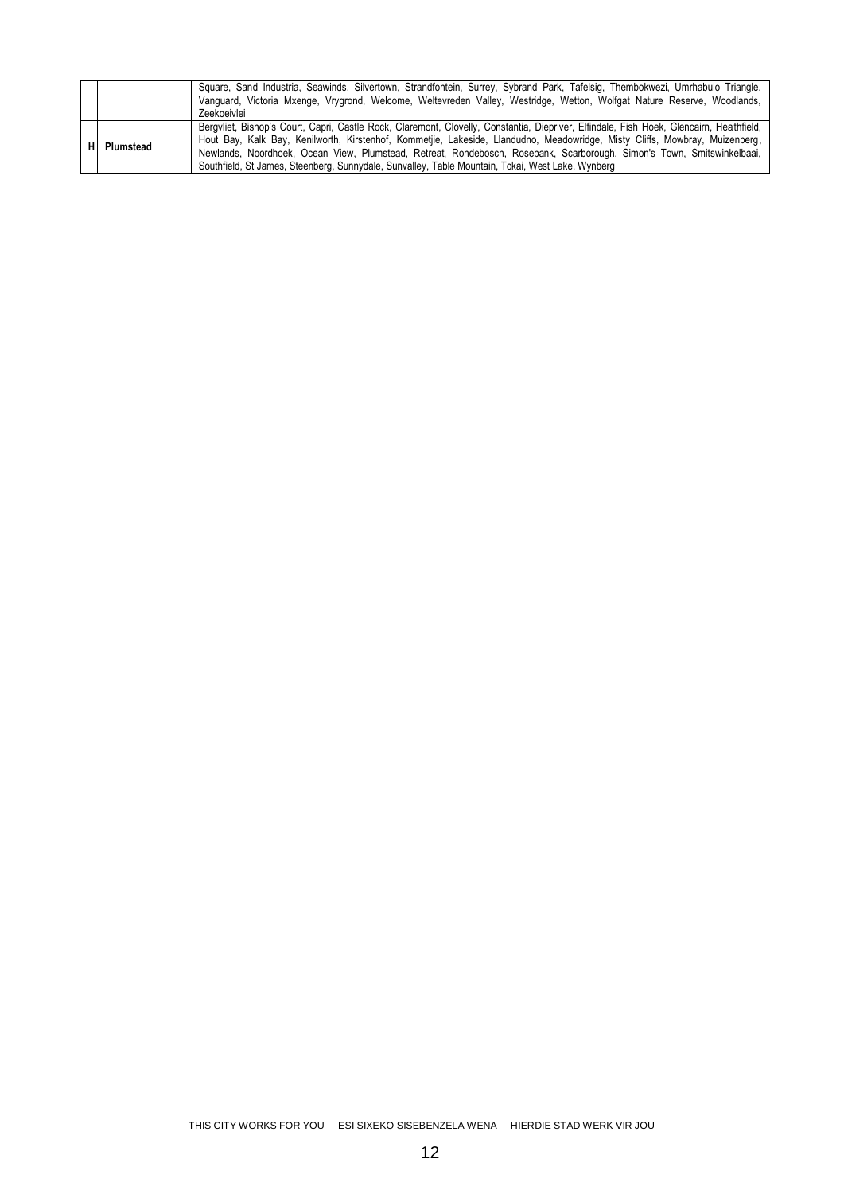| | | |
|---|---|---|
| | | Square, Sand Industria, Seawinds, Silvertown, Strandfontein, Surrey, Sybrand Park, Tafelsig, Thembokwezi, Umrhabulo Triangle, Vanguard, Victoria Mxenge, Vrygrond, Welcome, Weltevreden Valley, Westridge, Wetton, Wolfgat Nature Reserve, Woodlands, Zeekoeivlei |
| H | **Plumstead** | Bergvliet, Bishop's Court, Capri, Castle Rock, Claremont, Clovelly, Constantia, Diepriver, Elfindale, Fish Hoek, Glencairn, Heathfield, Hout Bay, Kalk Bay, Kenilworth, Kirstenhof, Kommetjie, Lakeside, Llandudno, Meadowridge, Misty Cliffs, Mowbray, Muizenberg, Newlands, Noordhoek, Ocean View, Plumstead, Retreat, Rondebosch, Rosebank, Scarborough, Simon's Town, Smitswinkelbaai, Southfield, St James, Steenberg, Sunnydale, Sunvalley, Table Mountain, Tokai, West Lake, Wynberg |

THIS CITY WORKS FOR YOU ESI SIXEKO SISEBENZELA WENA HIERDIE STAD WERK VIR JOU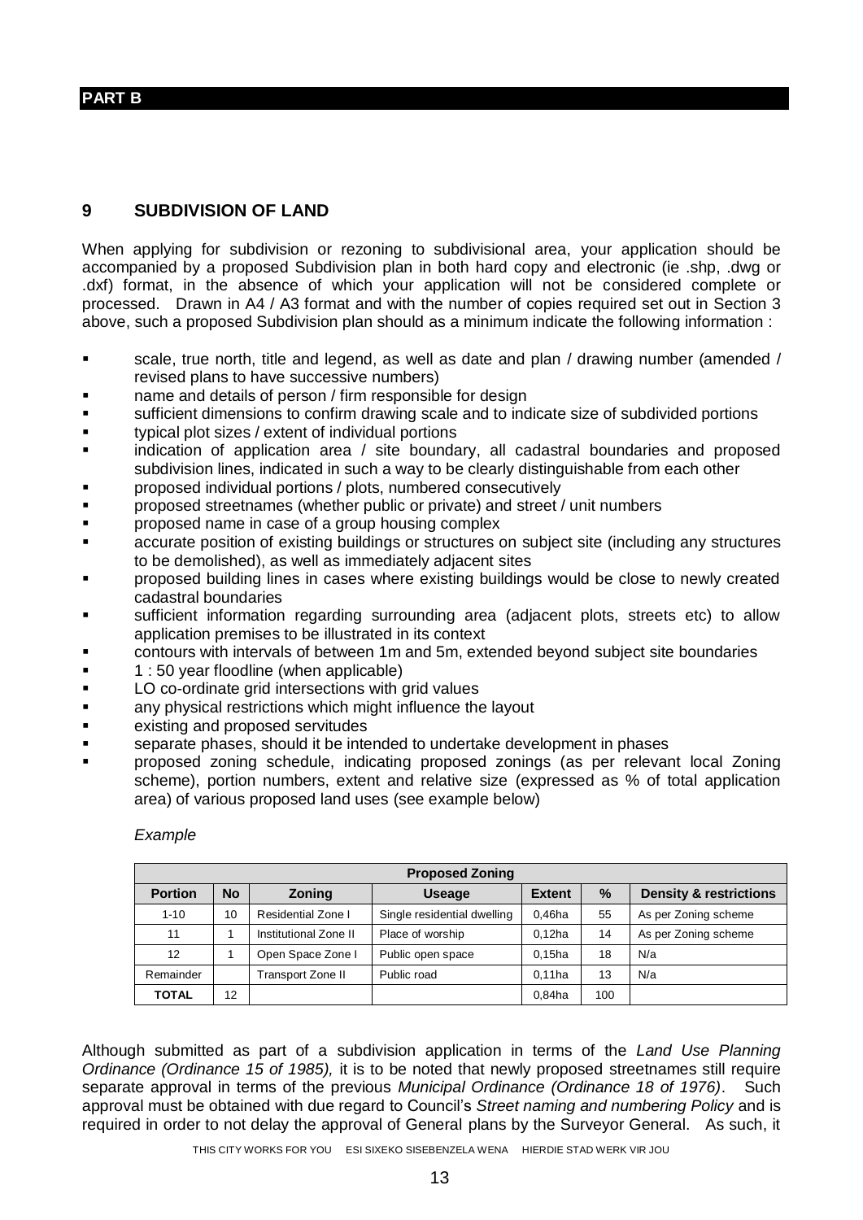**PART B**

## 9 SUBDIVISION OF LAND

When applying for subdivision or rezoning to subdivisional area, your application should be accompanied by a proposed Subdivision plan in both hard copy and electronic (ie .shp, .dwg or .dxf) format, in the absence of which your application will not be considered complete or processed. Drawn in A4 / A3 format and with the number of copies required set out in Section 3 above, such a proposed Subdivision plan should as a minimum indicate the following information :

- scale, true north, title and legend, as well as date and plan / drawing number (amended / revised plans to have successive numbers)
- name and details of person / firm responsible for design
- sufficient dimensions to confirm drawing scale and to indicate size of subdivided portions
- typical plot sizes / extent of individual portions
- indication of application area / site boundary, all cadastral boundaries and proposed subdivision lines, indicated in such a way to be clearly distinguishable from each other
- proposed individual portions / plots, numbered consecutively
- proposed streetnames (whether public or private) and street / unit numbers
- proposed name in case of a group housing complex
- accurate position of existing buildings or structures on subject site (including any structures to be demolished), as well as immediately adjacent sites
- proposed building lines in cases where existing buildings would be close to newly created cadastral boundaries
- sufficient information regarding surrounding area (adjacent plots, streets etc) to allow application premises to be illustrated in its context
- contours with intervals of between 1m and 5m, extended beyond subject site boundaries
- 1 : 50 year floodline (when applicable)
- LO co-ordinate grid intersections with grid values
- any physical restrictions which might influence the layout
- existing and proposed servitudes
- separate phases, should it be intended to undertake development in phases
- proposed zoning schedule, indicating proposed zonings (as per relevant local Zoning scheme), portion numbers, extent and relative size (expressed as % of total application area) of various proposed land uses (see example below)

*Example*

| Proposed Zoning | | | | | | |
|---|---|---|---|---|---|---|
| **Portion** | **No** | **Zoning** | **Useage** | **Extent** | **%** | **Density & restrictions** |
| 1-10 | 10 | Residential Zone I | Single residential dwelling | 0,46ha | 55 | As per Zoning scheme |
| 11 | 1 | Institutional Zone II | Place of worship | 0,12ha | 14 | As per Zoning scheme |
| 12 | 1 | Open Space Zone I | Public open space | 0,15ha | 18 | N/a |
| Remainder | | Transport Zone II | Public road | 0,11ha | 13 | N/a |
| **TOTAL** | 12 | | | 0,84ha | 100 | |

Although submitted as part of a subdivision application in terms of the *Land Use Planning Ordinance (Ordinance 15 of 1985),* it is to be noted that newly proposed streetnames still require separate approval in terms of the previous *Municipal Ordinance (Ordinance 18 of 1976)*. Such approval must be obtained with due regard to Council's *Street naming and numbering Policy* and is required in order to not delay the approval of General plans by the Surveyor General. As such, it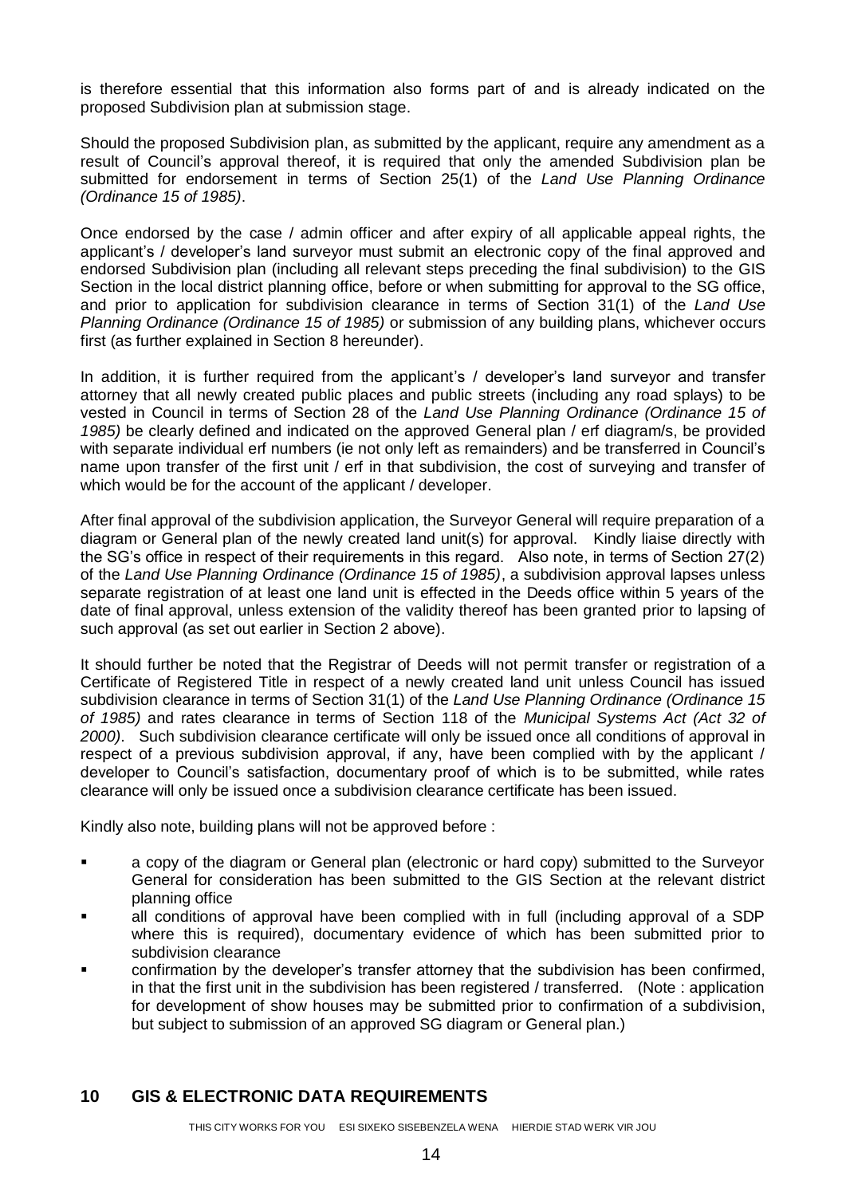is therefore essential that this information also forms part of and is already indicated on the proposed Subdivision plan at submission stage.

Should the proposed Subdivision plan, as submitted by the applicant, require any amendment as a result of Council's approval thereof, it is required that only the amended Subdivision plan be submitted for endorsement in terms of Section 25(1) of the *Land Use Planning Ordinance (Ordinance 15 of 1985)*.

Once endorsed by the case / admin officer and after expiry of all applicable appeal rights, the applicant's / developer's land surveyor must submit an electronic copy of the final approved and endorsed Subdivision plan (including all relevant steps preceding the final subdivision) to the GIS Section in the local district planning office, before or when submitting for approval to the SG office, and prior to application for subdivision clearance in terms of Section 31(1) of the *Land Use Planning Ordinance (Ordinance 15 of 1985)* or submission of any building plans, whichever occurs first (as further explained in Section 8 hereunder).

In addition, it is further required from the applicant's / developer's land surveyor and transfer attorney that all newly created public places and public streets (including any road splays) to be vested in Council in terms of Section 28 of the *Land Use Planning Ordinance (Ordinance 15 of 1985)* be clearly defined and indicated on the approved General plan / erf diagram/s, be provided with separate individual erf numbers (ie not only left as remainders) and be transferred in Council's name upon transfer of the first unit / erf in that subdivision, the cost of surveying and transfer of which would be for the account of the applicant / developer.

After final approval of the subdivision application, the Surveyor General will require preparation of a diagram or General plan of the newly created land unit(s) for approval. Kindly liaise directly with the SG's office in respect of their requirements in this regard. Also note, in terms of Section 27(2) of the *Land Use Planning Ordinance (Ordinance 15 of 1985)*, a subdivision approval lapses unless separate registration of at least one land unit is effected in the Deeds office within 5 years of the date of final approval, unless extension of the validity thereof has been granted prior to lapsing of such approval (as set out earlier in Section 2 above).

It should further be noted that the Registrar of Deeds will not permit transfer or registration of a Certificate of Registered Title in respect of a newly created land unit unless Council has issued subdivision clearance in terms of Section 31(1) of the *Land Use Planning Ordinance (Ordinance 15 of 1985)* and rates clearance in terms of Section 118 of the *Municipal Systems Act (Act 32 of 2000)*. Such subdivision clearance certificate will only be issued once all conditions of approval in respect of a previous subdivision approval, if any, have been complied with by the applicant / developer to Council's satisfaction, documentary proof of which is to be submitted, while rates clearance will only be issued once a subdivision clearance certificate has been issued.

Kindly also note, building plans will not be approved before :

- a copy of the diagram or General plan (electronic or hard copy) submitted to the Surveyor General for consideration has been submitted to the GIS Section at the relevant district planning office
- all conditions of approval have been complied with in full (including approval of a SDP where this is required), documentary evidence of which has been submitted prior to subdivision clearance
- confirmation by the developer's transfer attorney that the subdivision has been confirmed, in that the first unit in the subdivision has been registered / transferred. (Note : application for development of show houses may be submitted prior to confirmation of a subdivision, but subject to submission of an approved SG diagram or General plan.)

## 10 GIS & ELECTRONIC DATA REQUIREMENTS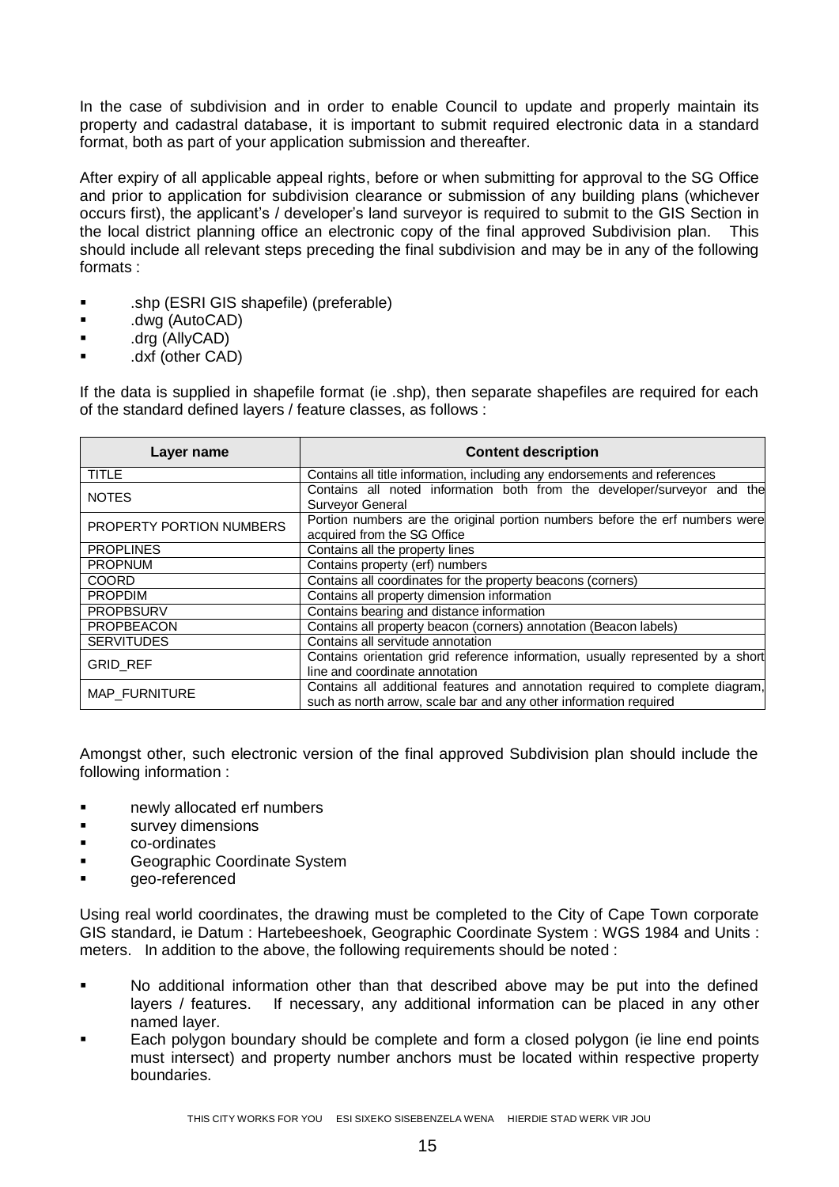In the case of subdivision and in order to enable Council to update and properly maintain its property and cadastral database, it is important to submit required electronic data in a standard format, both as part of your application submission and thereafter.

After expiry of all applicable appeal rights, before or when submitting for approval to the SG Office and prior to application for subdivision clearance or submission of any building plans (whichever occurs first), the applicant's / developer's land surveyor is required to submit to the GIS Section in the local district planning office an electronic copy of the final approved Subdivision plan. This should include all relevant steps preceding the final subdivision and may be in any of the following formats :

- .shp (ESRI GIS shapefile) (preferable)
- .dwg (AutoCAD)
- .drg (AllyCAD)
- .dxf (other CAD)

If the data is supplied in shapefile format (ie .shp), then separate shapefiles are required for each of the standard defined layers / feature classes, as follows :

| Layer name | Content description |
|---|---|
| TITLE | Contains all title information, including any endorsements and references |
| NOTES | Contains all noted information both from the developer/surveyor and the Surveyor General |
| PROPERTY PORTION NUMBERS | Portion numbers are the original portion numbers before the erf numbers were acquired from the SG Office |
| PROPLINES | Contains all the property lines |
| PROPNUM | Contains property (erf) numbers |
| COORD | Contains all coordinates for the property beacons (corners) |
| PROPDIM | Contains all property dimension information |
| PROPBSURV | Contains bearing and distance information |
| PROPBEACON | Contains all property beacon (corners) annotation (Beacon labels) |
| SERVITUDES | Contains all servitude annotation |
| GRID_REF | Contains orientation grid reference information, usually represented by a short line and coordinate annotation |
| MAP_FURNITURE | Contains all additional features and annotation required to complete diagram, such as north arrow, scale bar and any other information required |

Amongst other, such electronic version of the final approved Subdivision plan should include the following information :

- newly allocated erf numbers
- survey dimensions
- co-ordinates
- Geographic Coordinate System
- geo-referenced

Using real world coordinates, the drawing must be completed to the City of Cape Town corporate GIS standard, ie Datum : Hartebeeshoek, Geographic Coordinate System : WGS 1984 and Units : meters. In addition to the above, the following requirements should be noted :

- No additional information other than that described above may be put into the defined layers / features. If necessary, any additional information can be placed in any other named layer.
- Each polygon boundary should be complete and form a closed polygon (ie line end points must intersect) and property number anchors must be located within respective property boundaries.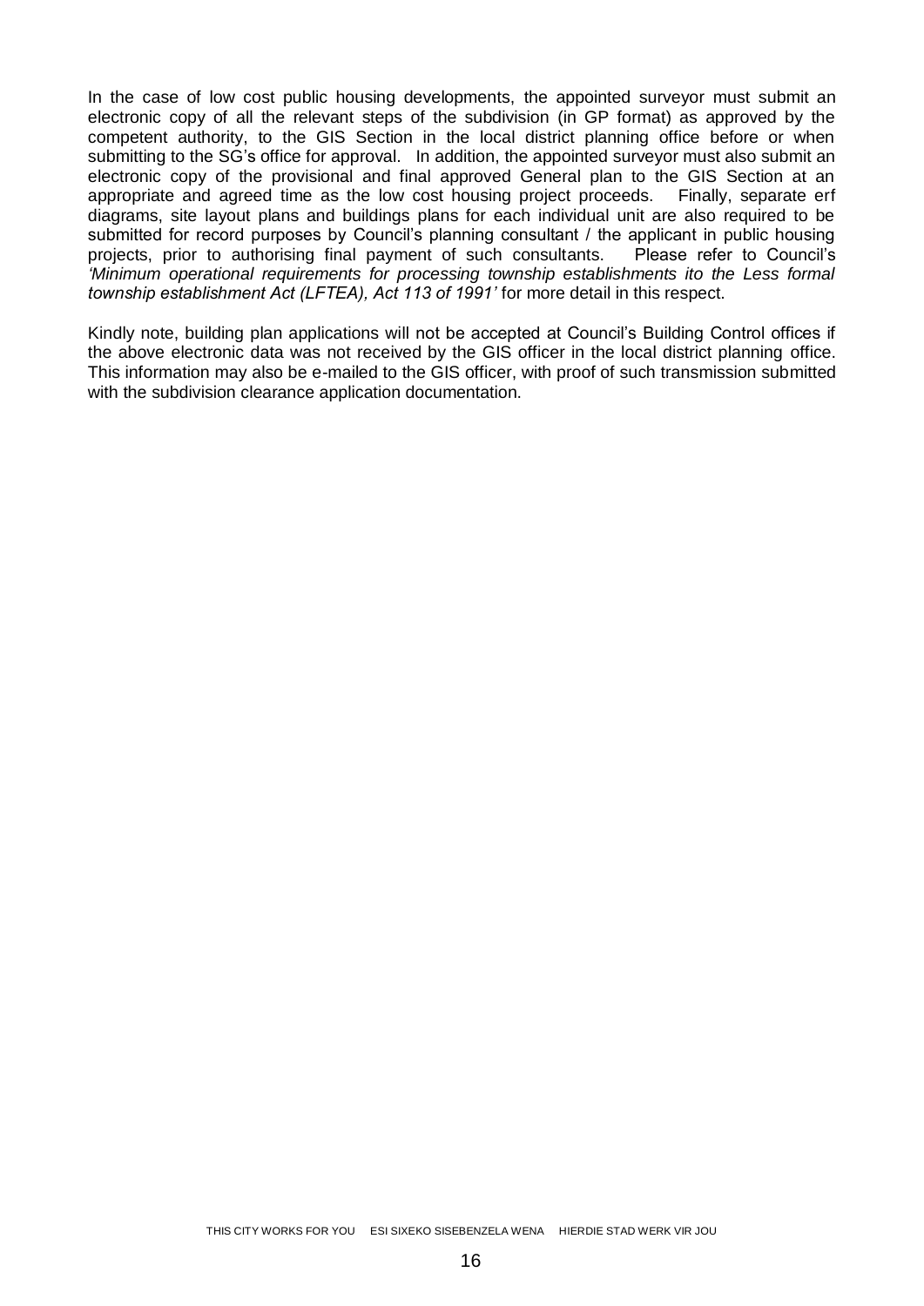In the case of low cost public housing developments, the appointed surveyor must submit an electronic copy of all the relevant steps of the subdivision (in GP format) as approved by the competent authority, to the GIS Section in the local district planning office before or when submitting to the SG's office for approval. In addition, the appointed surveyor must also submit an electronic copy of the provisional and final approved General plan to the GIS Section at an appropriate and agreed time as the low cost housing project proceeds. Finally, separate erf diagrams, site layout plans and buildings plans for each individual unit are also required to be submitted for record purposes by Council's planning consultant / the applicant in public housing projects, prior to authorising final payment of such consultants. Please refer to Council's *'Minimum operational requirements for processing township establishments ito the Less formal township establishment Act (LFTEA), Act 113 of 1991'* for more detail in this respect.

Kindly note, building plan applications will not be accepted at Council's Building Control offices if the above electronic data was not received by the GIS officer in the local district planning office. This information may also be e-mailed to the GIS officer, with proof of such transmission submitted with the subdivision clearance application documentation.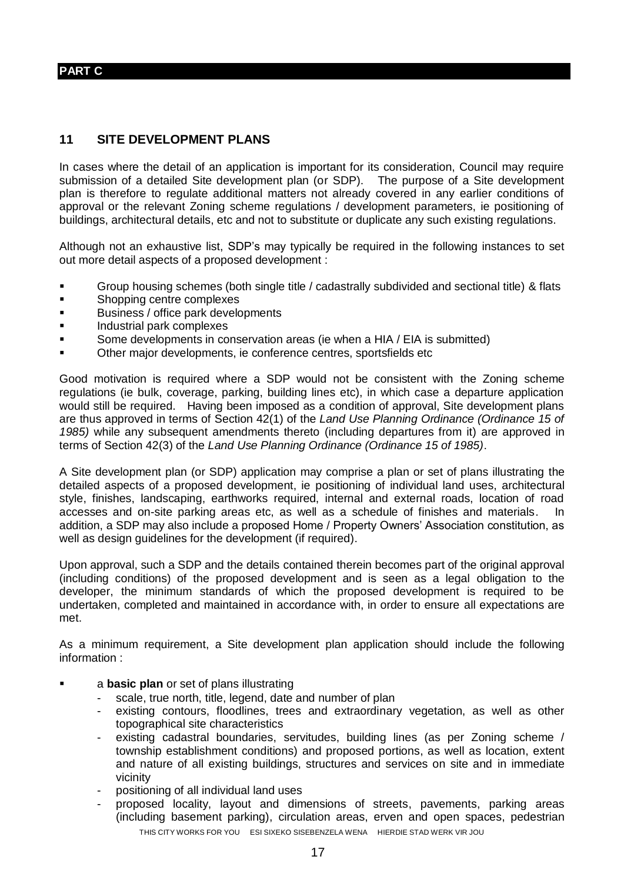**PART C**

## 11 SITE DEVELOPMENT PLANS

In cases where the detail of an application is important for its consideration, Council may require submission of a detailed Site development plan (or SDP). The purpose of a Site development plan is therefore to regulate additional matters not already covered in any earlier conditions of approval or the relevant Zoning scheme regulations / development parameters, ie positioning of buildings, architectural details, etc and not to substitute or duplicate any such existing regulations.

Although not an exhaustive list, SDP's may typically be required in the following instances to set out more detail aspects of a proposed development :

- Group housing schemes (both single title / cadastrally subdivided and sectional title) & flats
- Shopping centre complexes
- Business / office park developments
- Industrial park complexes
- Some developments in conservation areas (ie when a HIA / EIA is submitted)
- Other major developments, ie conference centres, sportsfields etc

Good motivation is required where a SDP would not be consistent with the Zoning scheme regulations (ie bulk, coverage, parking, building lines etc), in which case a departure application would still be required. Having been imposed as a condition of approval, Site development plans are thus approved in terms of Section 42(1) of the *Land Use Planning Ordinance (Ordinance 15 of 1985)* while any subsequent amendments thereto (including departures from it) are approved in terms of Section 42(3) of the *Land Use Planning Ordinance (Ordinance 15 of 1985)*.

A Site development plan (or SDP) application may comprise a plan or set of plans illustrating the detailed aspects of a proposed development, ie positioning of individual land uses, architectural style, finishes, landscaping, earthworks required, internal and external roads, location of road accesses and on-site parking areas etc, as well as a schedule of finishes and materials. In addition, a SDP may also include a proposed Home / Property Owners' Association constitution, as well as design guidelines for the development (if required).

Upon approval, such a SDP and the details contained therein becomes part of the original approval (including conditions) of the proposed development and is seen as a legal obligation to the developer, the minimum standards of which the proposed development is required to be undertaken, completed and maintained in accordance with, in order to ensure all expectations are met.

As a minimum requirement, a Site development plan application should include the following information :

- a **basic plan** or set of plans illustrating
  - scale, true north, title, legend, date and number of plan
  - existing contours, floodlines, trees and extraordinary vegetation, as well as other topographical site characteristics
  - existing cadastral boundaries, servitudes, building lines (as per Zoning scheme / township establishment conditions) and proposed portions, as well as location, extent and nature of all existing buildings, structures and services on site and in immediate vicinity
  - positioning of all individual land uses
  - proposed locality, layout and dimensions of streets, pavements, parking areas (including basement parking), circulation areas, erven and open spaces, pedestrian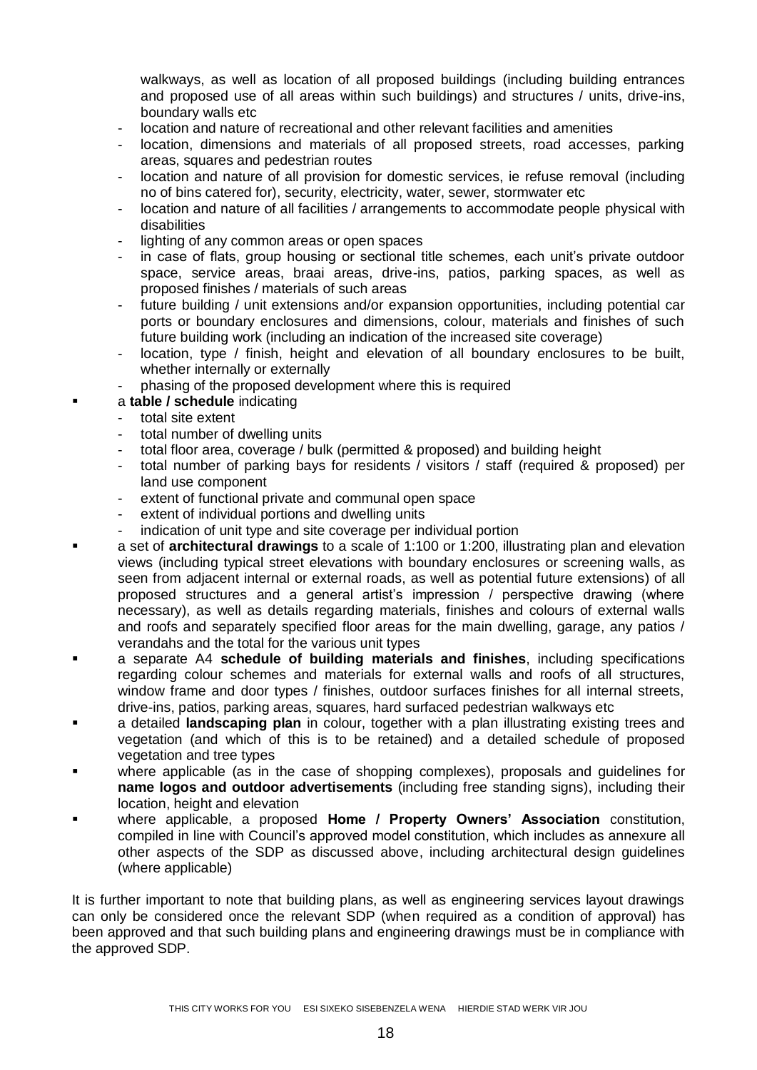walkways, as well as location of all proposed buildings (including building entrances and proposed use of all areas within such buildings) and structures / units, drive-ins, boundary walls etc

  - location and nature of recreational and other relevant facilities and amenities
  - location, dimensions and materials of all proposed streets, road accesses, parking areas, squares and pedestrian routes
  - location and nature of all provision for domestic services, ie refuse removal (including no of bins catered for), security, electricity, water, sewer, stormwater etc
  - location and nature of all facilities / arrangements to accommodate people physical with disabilities
  - lighting of any common areas or open spaces
  - in case of flats, group housing or sectional title schemes, each unit's private outdoor space, service areas, braai areas, drive-ins, patios, parking spaces, as well as proposed finishes / materials of such areas
  - future building / unit extensions and/or expansion opportunities, including potential car ports or boundary enclosures and dimensions, colour, materials and finishes of such future building work (including an indication of the increased site coverage)
  - location, type / finish, height and elevation of all boundary enclosures to be built, whether internally or externally
  - phasing of the proposed development where this is required

- a **table / schedule** indicating
  - total site extent
  - total number of dwelling units
  - total floor area, coverage / bulk (permitted & proposed) and building height
  - total number of parking bays for residents / visitors / staff (required & proposed) per land use component
  - extent of functional private and communal open space
  - extent of individual portions and dwelling units
  - indication of unit type and site coverage per individual portion
- a set of **architectural drawings** to a scale of 1:100 or 1:200, illustrating plan and elevation views (including typical street elevations with boundary enclosures or screening walls, as seen from adjacent internal or external roads, as well as potential future extensions) of all proposed structures and a general artist's impression / perspective drawing (where necessary), as well as details regarding materials, finishes and colours of external walls and roofs and separately specified floor areas for the main dwelling, garage, any patios / verandahs and the total for the various unit types
- a separate A4 **schedule of building materials and finishes**, including specifications regarding colour schemes and materials for external walls and roofs of all structures, window frame and door types / finishes, outdoor surfaces finishes for all internal streets, drive-ins, patios, parking areas, squares, hard surfaced pedestrian walkways etc
- a detailed **landscaping plan** in colour, together with a plan illustrating existing trees and vegetation (and which of this is to be retained) and a detailed schedule of proposed vegetation and tree types
- where applicable (as in the case of shopping complexes), proposals and guidelines for **name logos and outdoor advertisements** (including free standing signs), including their location, height and elevation
- where applicable, a proposed **Home / Property Owners' Association** constitution, compiled in line with Council's approved model constitution, which includes as annexure all other aspects of the SDP as discussed above, including architectural design guidelines (where applicable)

It is further important to note that building plans, as well as engineering services layout drawings can only be considered once the relevant SDP (when required as a condition of approval) has been approved and that such building plans and engineering drawings must be in compliance with the approved SDP.